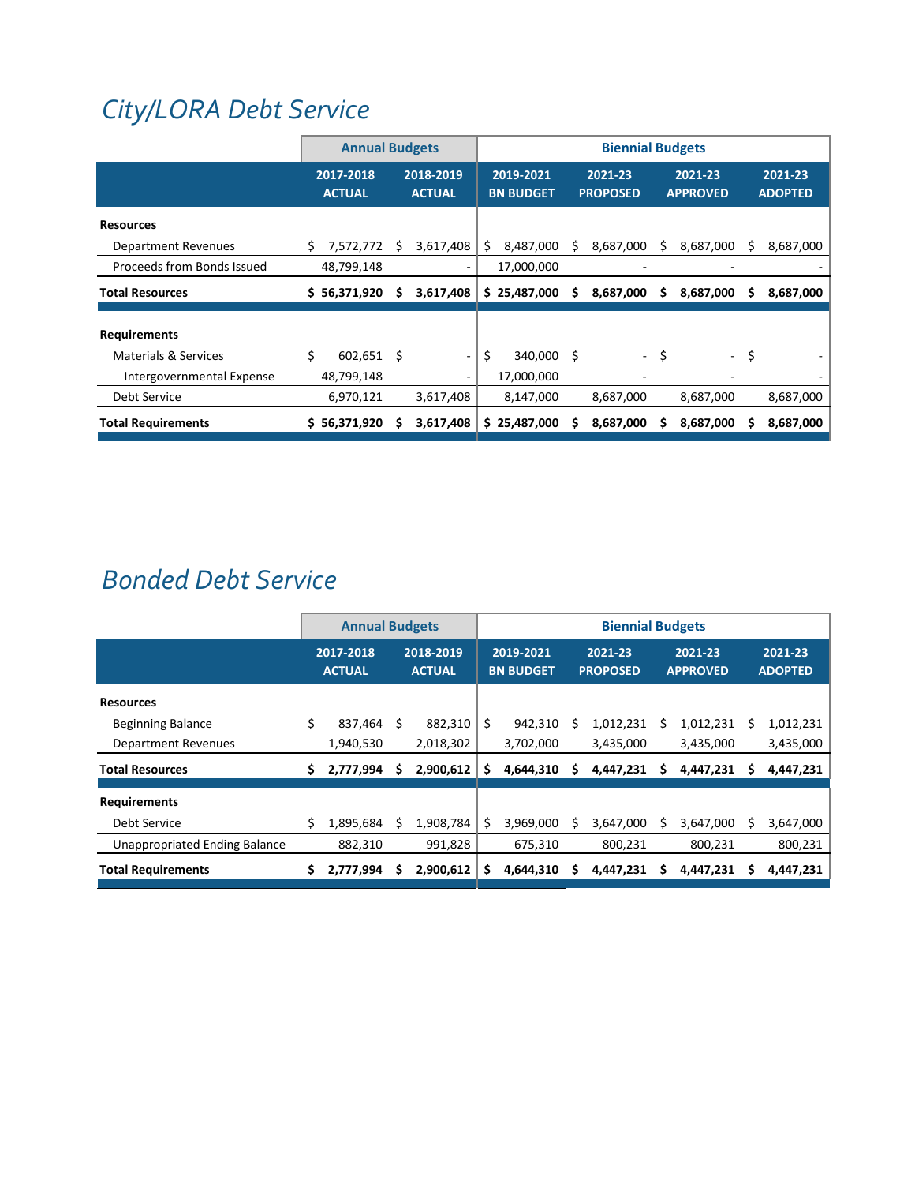# City/LORA Debt Service

| | Annual Budgets | | Biennial Budgets | | | |
|---|---|---|---|---|---|---|
| | 2017-2018 ACTUAL | 2018-2019 ACTUAL | 2019-2021 BN BUDGET | 2021-23 PROPOSED | 2021-23 APPROVED | 2021-23 ADOPTED |
| **Resources** | | | | | | |
| Department Revenues | $ 7,572,772 | $ 3,617,408 | $ 8,487,000 | $ 8,687,000 | $ 8,687,000 | $ 8,687,000 |
| Proceeds from Bonds Issued | 48,799,148 | - | 17,000,000 | - | - | - |
| **Total Resources** | **$ 56,371,920** | **$ 3,617,408** | **$ 25,487,000** | **$ 8,687,000** | **$ 8,687,000** | **$ 8,687,000** |
| **Requirements** | | | | | | |
| Materials & Services | $ 602,651 | $ - | $ 340,000 | $ - | $ - | $ - |
| Intergovernmental Expense | 48,799,148 | - | 17,000,000 | - | - | - |
| Debt Service | 6,970,121 | 3,617,408 | 8,147,000 | 8,687,000 | 8,687,000 | 8,687,000 |
| **Total Requirements** | **$ 56,371,920** | **$ 3,617,408** | **$ 25,487,000** | **$ 8,687,000** | **$ 8,687,000** | **$ 8,687,000** |

# Bonded Debt Service

| | Annual Budgets | | Biennial Budgets | | | |
|---|---|---|---|---|---|---|
| | 2017-2018 ACTUAL | 2018-2019 ACTUAL | 2019-2021 BN BUDGET | 2021-23 PROPOSED | 2021-23 APPROVED | 2021-23 ADOPTED |
| **Resources** | | | | | | |
| Beginning Balance | $ 837,464 | $ 882,310 | $ 942,310 | $ 1,012,231 | $ 1,012,231 | $ 1,012,231 |
| Department Revenues | 1,940,530 | 2,018,302 | 3,702,000 | 3,435,000 | 3,435,000 | 3,435,000 |
| **Total Resources** | **$ 2,777,994** | **$ 2,900,612** | **$ 4,644,310** | **$ 4,447,231** | **$ 4,447,231** | **$ 4,447,231** |
| **Requirements** | | | | | | |
| Debt Service | $ 1,895,684 | $ 1,908,784 | $ 3,969,000 | $ 3,647,000 | $ 3,647,000 | $ 3,647,000 |
| Unappropriated Ending Balance | 882,310 | 991,828 | 675,310 | 800,231 | 800,231 | 800,231 |
| **Total Requirements** | **$ 2,777,994** | **$ 2,900,612** | **$ 4,644,310** | **$ 4,447,231** | **$ 4,447,231** | **$ 4,447,231** |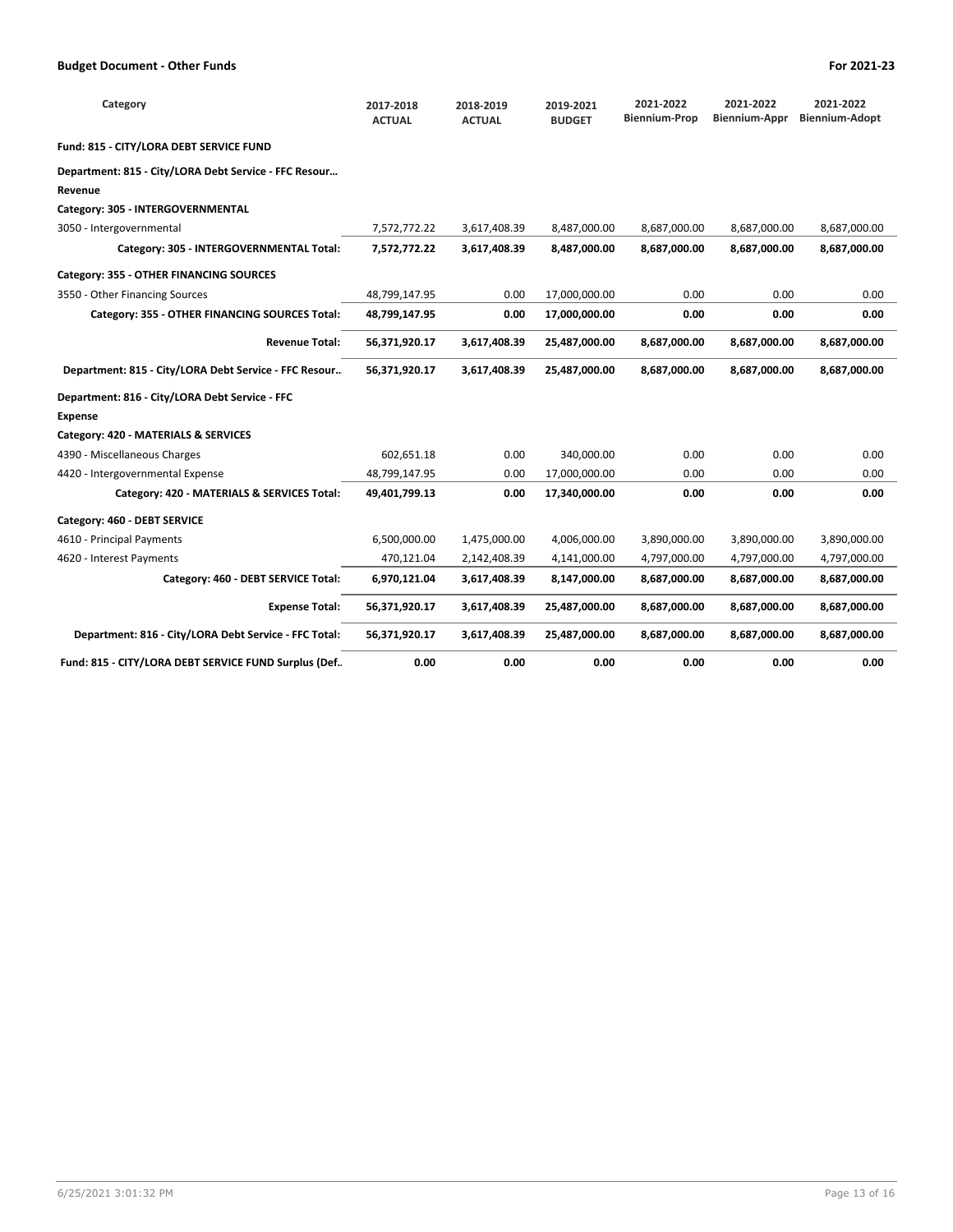## Budget Document - Other Funds

For 2021-23

| Category | 2017-2018 ACTUAL | 2018-2019 ACTUAL | 2019-2021 BUDGET | 2021-2022 Biennium-Prop | 2021-2022 Biennium-Appr | 2021-2022 Biennium-Adopt |
|---|---|---|---|---|---|---|
| **Fund: 815 - CITY/LORA DEBT SERVICE FUND** | | | | | | |
| **Department: 815 - City/LORA Debt Service - FFC Resour…** | | | | | | |
| **Revenue** | | | | | | |
| **Category: 305 - INTERGOVERNMENTAL** | | | | | | |
| 3050 - Intergovernmental | 7,572,772.22 | 3,617,408.39 | 8,487,000.00 | 8,687,000.00 | 8,687,000.00 | 8,687,000.00 |
| **Category: 305 - INTERGOVERNMENTAL Total:** | **7,572,772.22** | **3,617,408.39** | **8,487,000.00** | **8,687,000.00** | **8,687,000.00** | **8,687,000.00** |
| **Category: 355 - OTHER FINANCING SOURCES** | | | | | | |
| 3550 - Other Financing Sources | 48,799,147.95 | 0.00 | 17,000,000.00 | 0.00 | 0.00 | 0.00 |
| **Category: 355 - OTHER FINANCING SOURCES Total:** | **48,799,147.95** | **0.00** | **17,000,000.00** | **0.00** | **0.00** | **0.00** |
| **Revenue Total:** | **56,371,920.17** | **3,617,408.39** | **25,487,000.00** | **8,687,000.00** | **8,687,000.00** | **8,687,000.00** |
| **Department: 815 - City/LORA Debt Service - FFC Resour..** | **56,371,920.17** | **3,617,408.39** | **25,487,000.00** | **8,687,000.00** | **8,687,000.00** | **8,687,000.00** |
| **Department: 816 - City/LORA Debt Service - FFC** | | | | | | |
| **Expense** | | | | | | |
| **Category: 420 - MATERIALS & SERVICES** | | | | | | |
| 4390 - Miscellaneous Charges | 602,651.18 | 0.00 | 340,000.00 | 0.00 | 0.00 | 0.00 |
| 4420 - Intergovernmental Expense | 48,799,147.95 | 0.00 | 17,000,000.00 | 0.00 | 0.00 | 0.00 |
| **Category: 420 - MATERIALS & SERVICES Total:** | **49,401,799.13** | **0.00** | **17,340,000.00** | **0.00** | **0.00** | **0.00** |
| **Category: 460 - DEBT SERVICE** | | | | | | |
| 4610 - Principal Payments | 6,500,000.00 | 1,475,000.00 | 4,006,000.00 | 3,890,000.00 | 3,890,000.00 | 3,890,000.00 |
| 4620 - Interest Payments | 470,121.04 | 2,142,408.39 | 4,141,000.00 | 4,797,000.00 | 4,797,000.00 | 4,797,000.00 |
| **Category: 460 - DEBT SERVICE Total:** | **6,970,121.04** | **3,617,408.39** | **8,147,000.00** | **8,687,000.00** | **8,687,000.00** | **8,687,000.00** |
| **Expense Total:** | **56,371,920.17** | **3,617,408.39** | **25,487,000.00** | **8,687,000.00** | **8,687,000.00** | **8,687,000.00** |
| **Department: 816 - City/LORA Debt Service - FFC Total:** | **56,371,920.17** | **3,617,408.39** | **25,487,000.00** | **8,687,000.00** | **8,687,000.00** | **8,687,000.00** |
| **Fund: 815 - CITY/LORA DEBT SERVICE FUND Surplus (Def..** | **0.00** | **0.00** | **0.00** | **0.00** | **0.00** | **0.00** |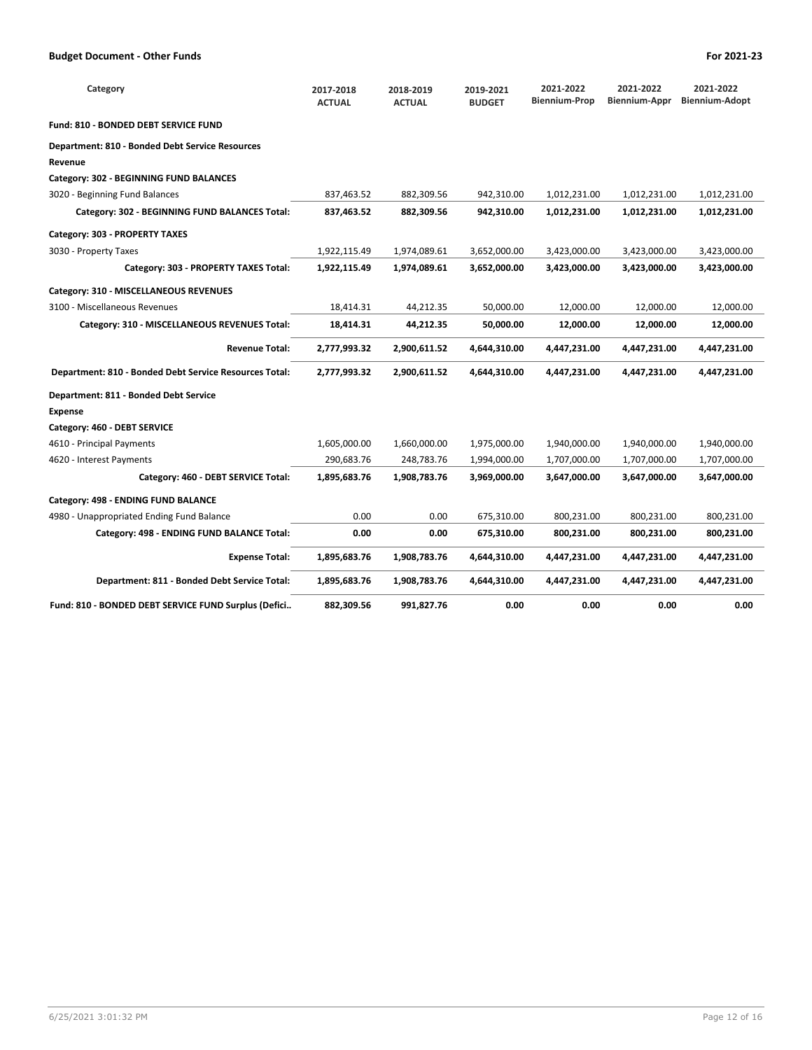| Category | 2017-2018 ACTUAL | 2018-2019 ACTUAL | 2019-2021 BUDGET | 2021-2022 Biennium-Prop | 2021-2022 Biennium-Appr | 2021-2022 Biennium-Adopt |
|---|---|---|---|---|---|---|
| **Fund: 810 - BONDED DEBT SERVICE FUND** | | | | | | |
| **Department: 810 - Bonded Debt Service Resources** | | | | | | |
| **Revenue** | | | | | | |
| **Category: 302 - BEGINNING FUND BALANCES** | | | | | | |
| 3020 - Beginning Fund Balances | 837,463.52 | 882,309.56 | 942,310.00 | 1,012,231.00 | 1,012,231.00 | 1,012,231.00 |
| **Category: 302 - BEGINNING FUND BALANCES Total:** | **837,463.52** | **882,309.56** | **942,310.00** | **1,012,231.00** | **1,012,231.00** | **1,012,231.00** |
| **Category: 303 - PROPERTY TAXES** | | | | | | |
| 3030 - Property Taxes | 1,922,115.49 | 1,974,089.61 | 3,652,000.00 | 3,423,000.00 | 3,423,000.00 | 3,423,000.00 |
| **Category: 303 - PROPERTY TAXES Total:** | **1,922,115.49** | **1,974,089.61** | **3,652,000.00** | **3,423,000.00** | **3,423,000.00** | **3,423,000.00** |
| **Category: 310 - MISCELLANEOUS REVENUES** | | | | | | |
| 3100 - Miscellaneous Revenues | 18,414.31 | 44,212.35 | 50,000.00 | 12,000.00 | 12,000.00 | 12,000.00 |
| **Category: 310 - MISCELLANEOUS REVENUES Total:** | **18,414.31** | **44,212.35** | **50,000.00** | **12,000.00** | **12,000.00** | **12,000.00** |
| **Revenue Total:** | **2,777,993.32** | **2,900,611.52** | **4,644,310.00** | **4,447,231.00** | **4,447,231.00** | **4,447,231.00** |
| **Department: 810 - Bonded Debt Service Resources Total:** | **2,777,993.32** | **2,900,611.52** | **4,644,310.00** | **4,447,231.00** | **4,447,231.00** | **4,447,231.00** |
| **Department: 811 - Bonded Debt Service** | | | | | | |
| **Expense** | | | | | | |
| **Category: 460 - DEBT SERVICE** | | | | | | |
| 4610 - Principal Payments | 1,605,000.00 | 1,660,000.00 | 1,975,000.00 | 1,940,000.00 | 1,940,000.00 | 1,940,000.00 |
| 4620 - Interest Payments | 290,683.76 | 248,783.76 | 1,994,000.00 | 1,707,000.00 | 1,707,000.00 | 1,707,000.00 |
| **Category: 460 - DEBT SERVICE Total:** | **1,895,683.76** | **1,908,783.76** | **3,969,000.00** | **3,647,000.00** | **3,647,000.00** | **3,647,000.00** |
| **Category: 498 - ENDING FUND BALANCE** | | | | | | |
| 4980 - Unappropriated Ending Fund Balance | 0.00 | 0.00 | 675,310.00 | 800,231.00 | 800,231.00 | 800,231.00 |
| **Category: 498 - ENDING FUND BALANCE Total:** | **0.00** | **0.00** | **675,310.00** | **800,231.00** | **800,231.00** | **800,231.00** |
| **Expense Total:** | **1,895,683.76** | **1,908,783.76** | **4,644,310.00** | **4,447,231.00** | **4,447,231.00** | **4,447,231.00** |
| **Department: 811 - Bonded Debt Service Total:** | **1,895,683.76** | **1,908,783.76** | **4,644,310.00** | **4,447,231.00** | **4,447,231.00** | **4,447,231.00** |
| **Fund: 810 - BONDED DEBT SERVICE FUND Surplus (Defici..** | **882,309.56** | **991,827.76** | **0.00** | **0.00** | **0.00** | **0.00** |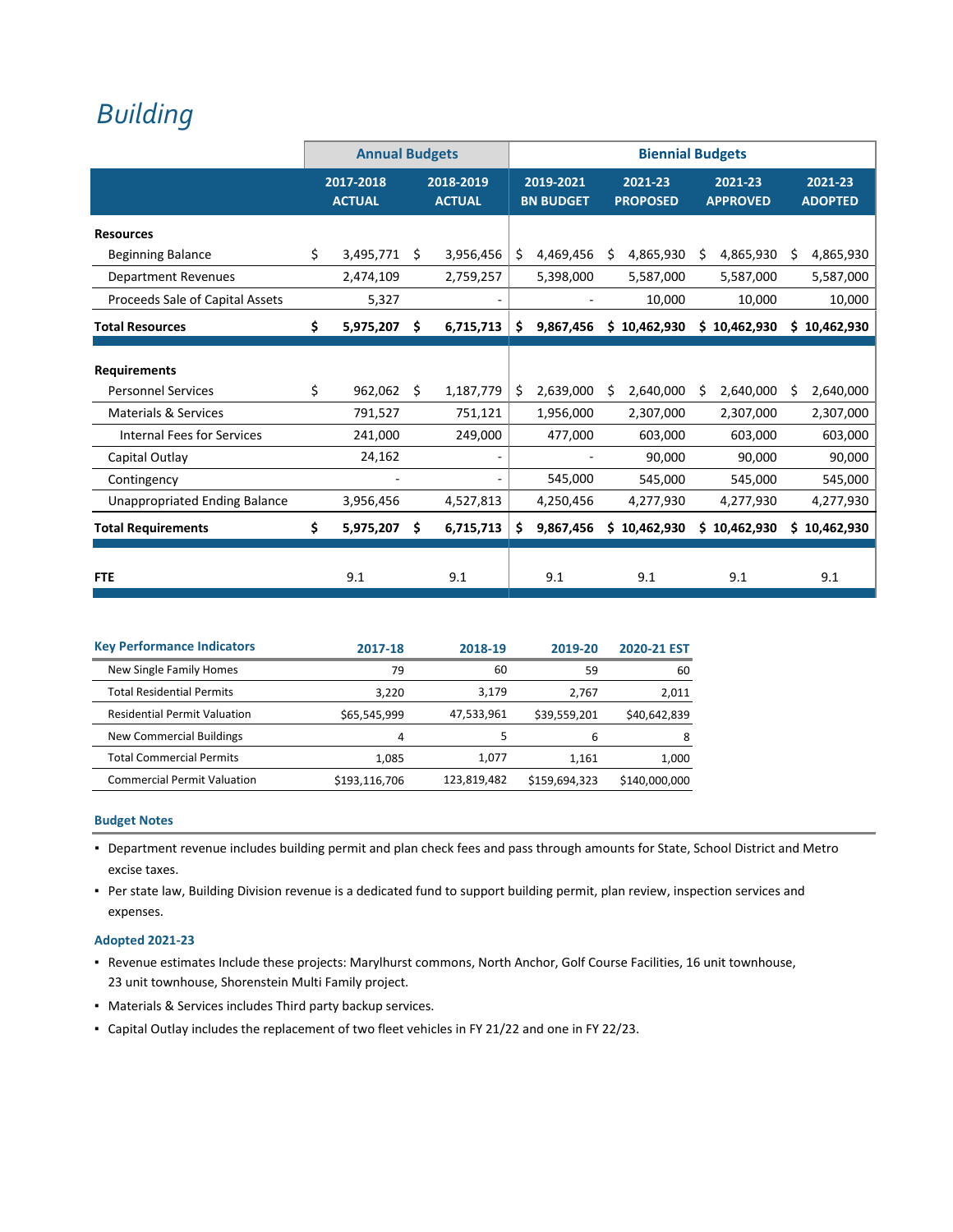# Building

| | Annual Budgets | | Biennial Budgets | | | |
|---|---|---|---|---|---|---|
| | 2017-2018 ACTUAL | 2018-2019 ACTUAL | 2019-2021 BN BUDGET | 2021-23 PROPOSED | 2021-23 APPROVED | 2021-23 ADOPTED |
| **Resources** | | | | | | |
| Beginning Balance | $ 3,495,771 | $ 3,956,456 | $ 4,469,456 | $ 4,865,930 | $ 4,865,930 | $ 4,865,930 |
| Department Revenues | 2,474,109 | 2,759,257 | 5,398,000 | 5,587,000 | 5,587,000 | 5,587,000 |
| Proceeds Sale of Capital Assets | 5,327 | - | - | 10,000 | 10,000 | 10,000 |
| **Total Resources** | **$ 5,975,207** | **$ 6,715,713** | **$ 9,867,456** | **$ 10,462,930** | **$ 10,462,930** | **$ 10,462,930** |
| **Requirements** | | | | | | |
| Personnel Services | $ 962,062 | $ 1,187,779 | $ 2,639,000 | $ 2,640,000 | $ 2,640,000 | $ 2,640,000 |
| Materials & Services | 791,527 | 751,121 | 1,956,000 | 2,307,000 | 2,307,000 | 2,307,000 |
| Internal Fees for Services | 241,000 | 249,000 | 477,000 | 603,000 | 603,000 | 603,000 |
| Capital Outlay | 24,162 | - | - | 90,000 | 90,000 | 90,000 |
| Contingency | - | - | 545,000 | 545,000 | 545,000 | 545,000 |
| Unappropriated Ending Balance | 3,956,456 | 4,527,813 | 4,250,456 | 4,277,930 | 4,277,930 | 4,277,930 |
| **Total Requirements** | **$ 5,975,207** | **$ 6,715,713** | **$ 9,867,456** | **$ 10,462,930** | **$ 10,462,930** | **$ 10,462,930** |
| **FTE** | 9.1 | 9.1 | 9.1 | 9.1 | 9.1 | 9.1 |

| Key Performance Indicators | 2017-18 | 2018-19 | 2019-20 | 2020-21 EST |
|---|---|---|---|---|
| New Single Family Homes | 79 | 60 | 59 | 60 |
| Total Residential Permits | 3,220 | 3,179 | 2,767 | 2,011 |
| Residential Permit Valuation | $65,545,999 | 47,533,961 | $39,559,201 | $40,642,839 |
| New Commercial Buildings | 4 | 5 | 6 | 8 |
| Total Commercial Permits | 1,085 | 1,077 | 1,161 | 1,000 |
| Commercial Permit Valuation | $193,116,706 | 123,819,482 | $159,694,323 | $140,000,000 |

### Budget Notes

- Department revenue includes building permit and plan check fees and pass through amounts for State, School District and Metro excise taxes.
- Per state law, Building Division revenue is a dedicated fund to support building permit, plan review, inspection services and expenses.

### Adopted 2021-23

- Revenue estimates Include these projects: Marylhurst commons, North Anchor, Golf Course Facilities, 16 unit townhouse, 23 unit townhouse, Shorenstein Multi Family project.
- Materials & Services includes Third party backup services.
- Capital Outlay includes the replacement of two fleet vehicles in FY 21/22 and one in FY 22/23.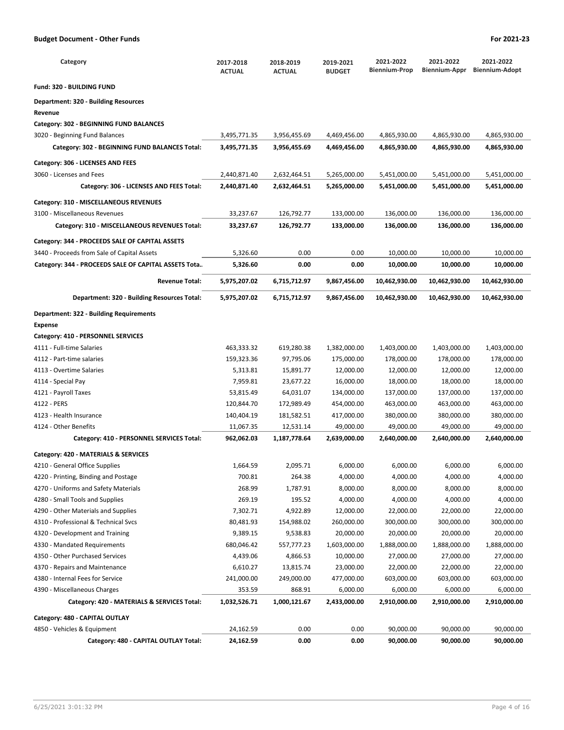**Budget Document - Other Funds** — **For 2021-23**

| Category | 2017-2018 ACTUAL | 2018-2019 ACTUAL | 2019-2021 BUDGET | 2021-2022 Biennium-Prop | 2021-2022 Biennium-Appr | 2021-2022 Biennium-Adopt |
|---|---|---|---|---|---|---|
| **Fund: 320 - BUILDING FUND** | | | | | | |
| **Department: 320 - Building Resources** | | | | | | |
| **Revenue** | | | | | | |
| **Category: 302 - BEGINNING FUND BALANCES** | | | | | | |
| 3020 - Beginning Fund Balances | 3,495,771.35 | 3,956,455.69 | 4,469,456.00 | 4,865,930.00 | 4,865,930.00 | 4,865,930.00 |
| **Category: 302 - BEGINNING FUND BALANCES Total:** | **3,495,771.35** | **3,956,455.69** | **4,469,456.00** | **4,865,930.00** | **4,865,930.00** | **4,865,930.00** |
| **Category: 306 - LICENSES AND FEES** | | | | | | |
| 3060 - Licenses and Fees | 2,440,871.40 | 2,632,464.51 | 5,265,000.00 | 5,451,000.00 | 5,451,000.00 | 5,451,000.00 |
| **Category: 306 - LICENSES AND FEES Total:** | **2,440,871.40** | **2,632,464.51** | **5,265,000.00** | **5,451,000.00** | **5,451,000.00** | **5,451,000.00** |
| **Category: 310 - MISCELLANEOUS REVENUES** | | | | | | |
| 3100 - Miscellaneous Revenues | 33,237.67 | 126,792.77 | 133,000.00 | 136,000.00 | 136,000.00 | 136,000.00 |
| **Category: 310 - MISCELLANEOUS REVENUES Total:** | **33,237.67** | **126,792.77** | **133,000.00** | **136,000.00** | **136,000.00** | **136,000.00** |
| **Category: 344 - PROCEEDS SALE OF CAPITAL ASSETS** | | | | | | |
| 3440 - Proceeds from Sale of Capital Assets | 5,326.60 | 0.00 | 0.00 | 10,000.00 | 10,000.00 | 10,000.00 |
| **Category: 344 - PROCEEDS SALE OF CAPITAL ASSETS Tota..** | **5,326.60** | **0.00** | **0.00** | **10,000.00** | **10,000.00** | **10,000.00** |
| **Revenue Total:** | **5,975,207.02** | **6,715,712.97** | **9,867,456.00** | **10,462,930.00** | **10,462,930.00** | **10,462,930.00** |
| **Department: 320 - Building Resources Total:** | **5,975,207.02** | **6,715,712.97** | **9,867,456.00** | **10,462,930.00** | **10,462,930.00** | **10,462,930.00** |
| **Department: 322 - Building Requirements** | | | | | | |
| **Expense** | | | | | | |
| **Category: 410 - PERSONNEL SERVICES** | | | | | | |
| 4111 - Full-time Salaries | 463,333.32 | 619,280.38 | 1,382,000.00 | 1,403,000.00 | 1,403,000.00 | 1,403,000.00 |
| 4112 - Part-time salaries | 159,323.36 | 97,795.06 | 175,000.00 | 178,000.00 | 178,000.00 | 178,000.00 |
| 4113 - Overtime Salaries | 5,313.81 | 15,891.77 | 12,000.00 | 12,000.00 | 12,000.00 | 12,000.00 |
| 4114 - Special Pay | 7,959.81 | 23,677.22 | 16,000.00 | 18,000.00 | 18,000.00 | 18,000.00 |
| 4121 - Payroll Taxes | 53,815.49 | 64,031.07 | 134,000.00 | 137,000.00 | 137,000.00 | 137,000.00 |
| 4122 - PERS | 120,844.70 | 172,989.49 | 454,000.00 | 463,000.00 | 463,000.00 | 463,000.00 |
| 4123 - Health Insurance | 140,404.19 | 181,582.51 | 417,000.00 | 380,000.00 | 380,000.00 | 380,000.00 |
| 4124 - Other Benefits | 11,067.35 | 12,531.14 | 49,000.00 | 49,000.00 | 49,000.00 | 49,000.00 |
| **Category: 410 - PERSONNEL SERVICES Total:** | **962,062.03** | **1,187,778.64** | **2,639,000.00** | **2,640,000.00** | **2,640,000.00** | **2,640,000.00** |
| **Category: 420 - MATERIALS & SERVICES** | | | | | | |
| 4210 - General Office Supplies | 1,664.59 | 2,095.71 | 6,000.00 | 6,000.00 | 6,000.00 | 6,000.00 |
| 4220 - Printing, Binding and Postage | 700.81 | 264.38 | 4,000.00 | 4,000.00 | 4,000.00 | 4,000.00 |
| 4270 - Uniforms and Safety Materials | 268.99 | 1,787.91 | 8,000.00 | 8,000.00 | 8,000.00 | 8,000.00 |
| 4280 - Small Tools and Supplies | 269.19 | 195.52 | 4,000.00 | 4,000.00 | 4,000.00 | 4,000.00 |
| 4290 - Other Materials and Supplies | 7,302.71 | 4,922.89 | 12,000.00 | 22,000.00 | 22,000.00 | 22,000.00 |
| 4310 - Professional & Technical Svcs | 80,481.93 | 154,988.02 | 260,000.00 | 300,000.00 | 300,000.00 | 300,000.00 |
| 4320 - Development and Training | 9,389.15 | 9,538.83 | 20,000.00 | 20,000.00 | 20,000.00 | 20,000.00 |
| 4330 - Mandated Requirements | 680,046.42 | 557,777.23 | 1,603,000.00 | 1,888,000.00 | 1,888,000.00 | 1,888,000.00 |
| 4350 - Other Purchased Services | 4,439.06 | 4,866.53 | 10,000.00 | 27,000.00 | 27,000.00 | 27,000.00 |
| 4370 - Repairs and Maintenance | 6,610.27 | 13,815.74 | 23,000.00 | 22,000.00 | 22,000.00 | 22,000.00 |
| 4380 - Internal Fees for Service | 241,000.00 | 249,000.00 | 477,000.00 | 603,000.00 | 603,000.00 | 603,000.00 |
| 4390 - Miscellaneous Charges | 353.59 | 868.91 | 6,000.00 | 6,000.00 | 6,000.00 | 6,000.00 |
| **Category: 420 - MATERIALS & SERVICES Total:** | **1,032,526.71** | **1,000,121.67** | **2,433,000.00** | **2,910,000.00** | **2,910,000.00** | **2,910,000.00** |
| **Category: 480 - CAPITAL OUTLAY** | | | | | | |
| 4850 - Vehicles & Equipment | 24,162.59 | 0.00 | 0.00 | 90,000.00 | 90,000.00 | 90,000.00 |
| **Category: 480 - CAPITAL OUTLAY Total:** | **24,162.59** | **0.00** | **0.00** | **90,000.00** | **90,000.00** | **90,000.00** |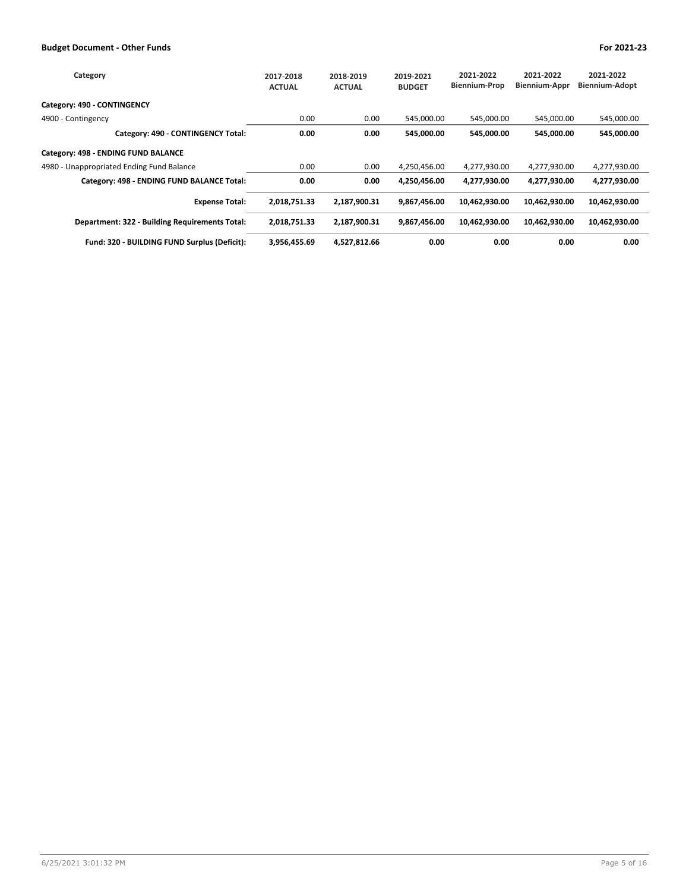| Category | 2017-2018 ACTUAL | 2018-2019 ACTUAL | 2019-2021 BUDGET | 2021-2022 Biennium-Prop | 2021-2022 Biennium-Appr | 2021-2022 Biennium-Adopt |
|---|---|---|---|---|---|---|
| **Category: 490 - CONTINGENCY** | | | | | | |
| 4900 - Contingency | 0.00 | 0.00 | 545,000.00 | 545,000.00 | 545,000.00 | 545,000.00 |
| **Category: 490 - CONTINGENCY Total:** | **0.00** | **0.00** | **545,000.00** | **545,000.00** | **545,000.00** | **545,000.00** |
| **Category: 498 - ENDING FUND BALANCE** | | | | | | |
| 4980 - Unappropriated Ending Fund Balance | 0.00 | 0.00 | 4,250,456.00 | 4,277,930.00 | 4,277,930.00 | 4,277,930.00 |
| **Category: 498 - ENDING FUND BALANCE Total:** | **0.00** | **0.00** | **4,250,456.00** | **4,277,930.00** | **4,277,930.00** | **4,277,930.00** |
| **Expense Total:** | **2,018,751.33** | **2,187,900.31** | **9,867,456.00** | **10,462,930.00** | **10,462,930.00** | **10,462,930.00** |
| **Department: 322 - Building Requirements Total:** | **2,018,751.33** | **2,187,900.31** | **9,867,456.00** | **10,462,930.00** | **10,462,930.00** | **10,462,930.00** |
| **Fund: 320 - BUILDING FUND Surplus (Deficit):** | **3,956,455.69** | **4,527,812.66** | **0.00** | **0.00** | **0.00** | **0.00** |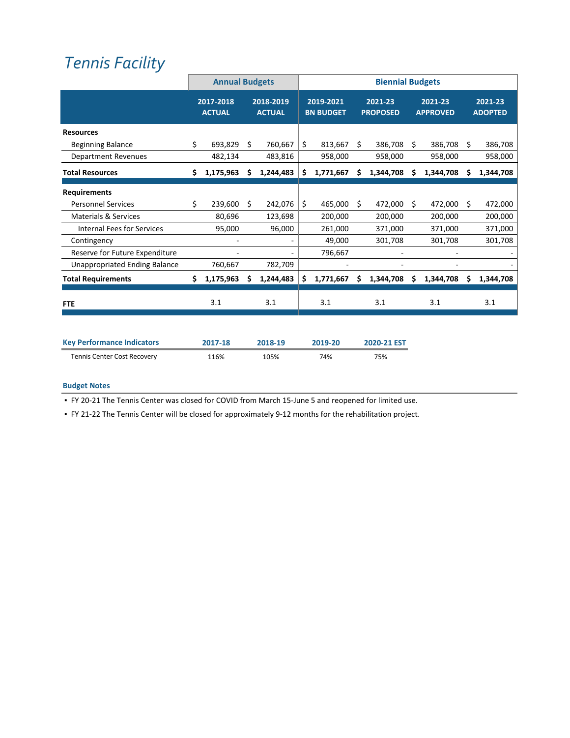# *Tennis Facility*

| | Annual Budgets | | Biennial Budgets | | | |
|---|---|---|---|---|---|---|
| | 2017-2018 ACTUAL | 2018-2019 ACTUAL | 2019-2021 BN BUDGET | 2021-23 PROPOSED | 2021-23 APPROVED | 2021-23 ADOPTED |
| **Resources** | | | | | | |
| Beginning Balance | $ 693,829 | $ 760,667 | $ 813,667 | $ 386,708 | $ 386,708 | $ 386,708 |
| Department Revenues | 482,134 | 483,816 | 958,000 | 958,000 | 958,000 | 958,000 |
| **Total Resources** | **$ 1,175,963** | **$ 1,244,483** | **$ 1,771,667** | **$ 1,344,708** | **$ 1,344,708** | **$ 1,344,708** |
| **Requirements** | | | | | | |
| Personnel Services | $ 239,600 | $ 242,076 | $ 465,000 | $ 472,000 | $ 472,000 | $ 472,000 |
| Materials & Services | 80,696 | 123,698 | 200,000 | 200,000 | 200,000 | 200,000 |
| Internal Fees for Services | 95,000 | 96,000 | 261,000 | 371,000 | 371,000 | 371,000 |
| Contingency | - | - | 49,000 | 301,708 | 301,708 | 301,708 |
| Reserve for Future Expenditure | - | - | 796,667 | - | - | - |
| Unappropriated Ending Balance | 760,667 | 782,709 | - | - | - | - |
| **Total Requirements** | **$ 1,175,963** | **$ 1,244,483** | **$ 1,771,667** | **$ 1,344,708** | **$ 1,344,708** | **$ 1,344,708** |
| **FTE** | 3.1 | 3.1 | 3.1 | 3.1 | 3.1 | 3.1 |

| Key Performance Indicators | 2017-18 | 2018-19 | 2019-20 | 2020-21 EST |
|---|---|---|---|---|
| Tennis Center Cost Recovery | 116% | 105% | 74% | 75% |

### Budget Notes

- FY 20-21 The Tennis Center was closed for COVID from March 15-June 5 and reopened for limited use.
- FY 21-22 The Tennis Center will be closed for approximately 9-12 months for the rehabilitation project.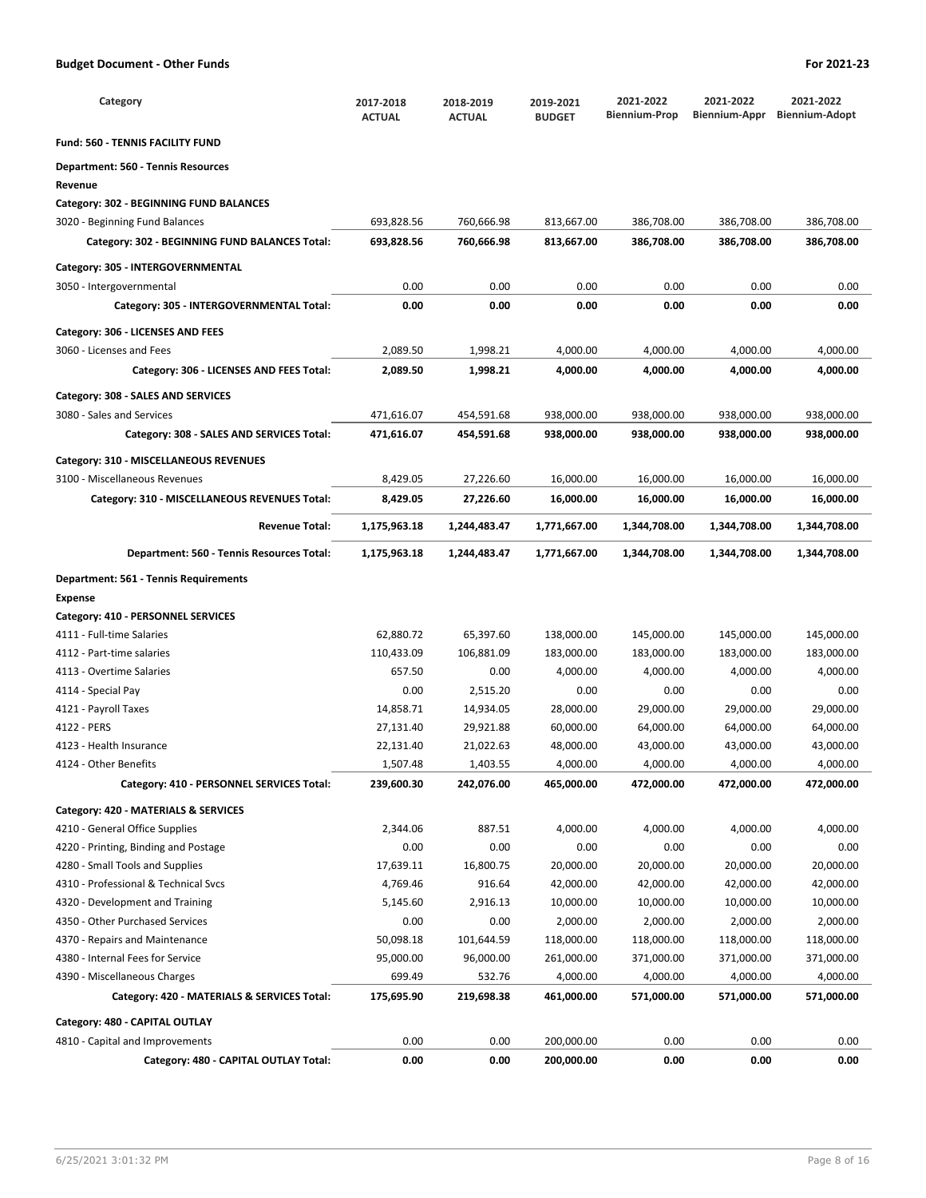## Budget Document - Other Funds

**For 2021-23**

| Category | 2017-2018 ACTUAL | 2018-2019 ACTUAL | 2019-2021 BUDGET | 2021-2022 Biennium-Prop | 2021-2022 Biennium-Appr | 2021-2022 Biennium-Adopt |
|---|---|---|---|---|---|---|
| **Fund: 560 - TENNIS FACILITY FUND** | | | | | | |
| **Department: 560 - Tennis Resources** | | | | | | |
| **Revenue** | | | | | | |
| **Category: 302 - BEGINNING FUND BALANCES** | | | | | | |
| 3020 - Beginning Fund Balances | 693,828.56 | 760,666.98 | 813,667.00 | 386,708.00 | 386,708.00 | 386,708.00 |
| **Category: 302 - BEGINNING FUND BALANCES Total:** | **693,828.56** | **760,666.98** | **813,667.00** | **386,708.00** | **386,708.00** | **386,708.00** |
| **Category: 305 - INTERGOVERNMENTAL** | | | | | | |
| 3050 - Intergovernmental | 0.00 | 0.00 | 0.00 | 0.00 | 0.00 | 0.00 |
| **Category: 305 - INTERGOVERNMENTAL Total:** | **0.00** | **0.00** | **0.00** | **0.00** | **0.00** | **0.00** |
| **Category: 306 - LICENSES AND FEES** | | | | | | |
| 3060 - Licenses and Fees | 2,089.50 | 1,998.21 | 4,000.00 | 4,000.00 | 4,000.00 | 4,000.00 |
| **Category: 306 - LICENSES AND FEES Total:** | **2,089.50** | **1,998.21** | **4,000.00** | **4,000.00** | **4,000.00** | **4,000.00** |
| **Category: 308 - SALES AND SERVICES** | | | | | | |
| 3080 - Sales and Services | 471,616.07 | 454,591.68 | 938,000.00 | 938,000.00 | 938,000.00 | 938,000.00 |
| **Category: 308 - SALES AND SERVICES Total:** | **471,616.07** | **454,591.68** | **938,000.00** | **938,000.00** | **938,000.00** | **938,000.00** |
| **Category: 310 - MISCELLANEOUS REVENUES** | | | | | | |
| 3100 - Miscellaneous Revenues | 8,429.05 | 27,226.60 | 16,000.00 | 16,000.00 | 16,000.00 | 16,000.00 |
| **Category: 310 - MISCELLANEOUS REVENUES Total:** | **8,429.05** | **27,226.60** | **16,000.00** | **16,000.00** | **16,000.00** | **16,000.00** |
| **Revenue Total:** | **1,175,963.18** | **1,244,483.47** | **1,771,667.00** | **1,344,708.00** | **1,344,708.00** | **1,344,708.00** |
| **Department: 560 - Tennis Resources Total:** | **1,175,963.18** | **1,244,483.47** | **1,771,667.00** | **1,344,708.00** | **1,344,708.00** | **1,344,708.00** |
| **Department: 561 - Tennis Requirements** | | | | | | |
| **Expense** | | | | | | |
| **Category: 410 - PERSONNEL SERVICES** | | | | | | |
| 4111 - Full-time Salaries | 62,880.72 | 65,397.60 | 138,000.00 | 145,000.00 | 145,000.00 | 145,000.00 |
| 4112 - Part-time salaries | 110,433.09 | 106,881.09 | 183,000.00 | 183,000.00 | 183,000.00 | 183,000.00 |
| 4113 - Overtime Salaries | 657.50 | 0.00 | 4,000.00 | 4,000.00 | 4,000.00 | 4,000.00 |
| 4114 - Special Pay | 0.00 | 2,515.20 | 0.00 | 0.00 | 0.00 | 0.00 |
| 4121 - Payroll Taxes | 14,858.71 | 14,934.05 | 28,000.00 | 29,000.00 | 29,000.00 | 29,000.00 |
| 4122 - PERS | 27,131.40 | 29,921.88 | 60,000.00 | 64,000.00 | 64,000.00 | 64,000.00 |
| 4123 - Health Insurance | 22,131.40 | 21,022.63 | 48,000.00 | 43,000.00 | 43,000.00 | 43,000.00 |
| 4124 - Other Benefits | 1,507.48 | 1,403.55 | 4,000.00 | 4,000.00 | 4,000.00 | 4,000.00 |
| **Category: 410 - PERSONNEL SERVICES Total:** | **239,600.30** | **242,076.00** | **465,000.00** | **472,000.00** | **472,000.00** | **472,000.00** |
| **Category: 420 - MATERIALS & SERVICES** | | | | | | |
| 4210 - General Office Supplies | 2,344.06 | 887.51 | 4,000.00 | 4,000.00 | 4,000.00 | 4,000.00 |
| 4220 - Printing, Binding and Postage | 0.00 | 0.00 | 0.00 | 0.00 | 0.00 | 0.00 |
| 4280 - Small Tools and Supplies | 17,639.11 | 16,800.75 | 20,000.00 | 20,000.00 | 20,000.00 | 20,000.00 |
| 4310 - Professional & Technical Svcs | 4,769.46 | 916.64 | 42,000.00 | 42,000.00 | 42,000.00 | 42,000.00 |
| 4320 - Development and Training | 5,145.60 | 2,916.13 | 10,000.00 | 10,000.00 | 10,000.00 | 10,000.00 |
| 4350 - Other Purchased Services | 0.00 | 0.00 | 2,000.00 | 2,000.00 | 2,000.00 | 2,000.00 |
| 4370 - Repairs and Maintenance | 50,098.18 | 101,644.59 | 118,000.00 | 118,000.00 | 118,000.00 | 118,000.00 |
| 4380 - Internal Fees for Service | 95,000.00 | 96,000.00 | 261,000.00 | 371,000.00 | 371,000.00 | 371,000.00 |
| 4390 - Miscellaneous Charges | 699.49 | 532.76 | 4,000.00 | 4,000.00 | 4,000.00 | 4,000.00 |
| **Category: 420 - MATERIALS & SERVICES Total:** | **175,695.90** | **219,698.38** | **461,000.00** | **571,000.00** | **571,000.00** | **571,000.00** |
| **Category: 480 - CAPITAL OUTLAY** | | | | | | |
| 4810 - Capital and Improvements | 0.00 | 0.00 | 200,000.00 | 0.00 | 0.00 | 0.00 |
| **Category: 480 - CAPITAL OUTLAY Total:** | **0.00** | **0.00** | **200,000.00** | **0.00** | **0.00** | **0.00** |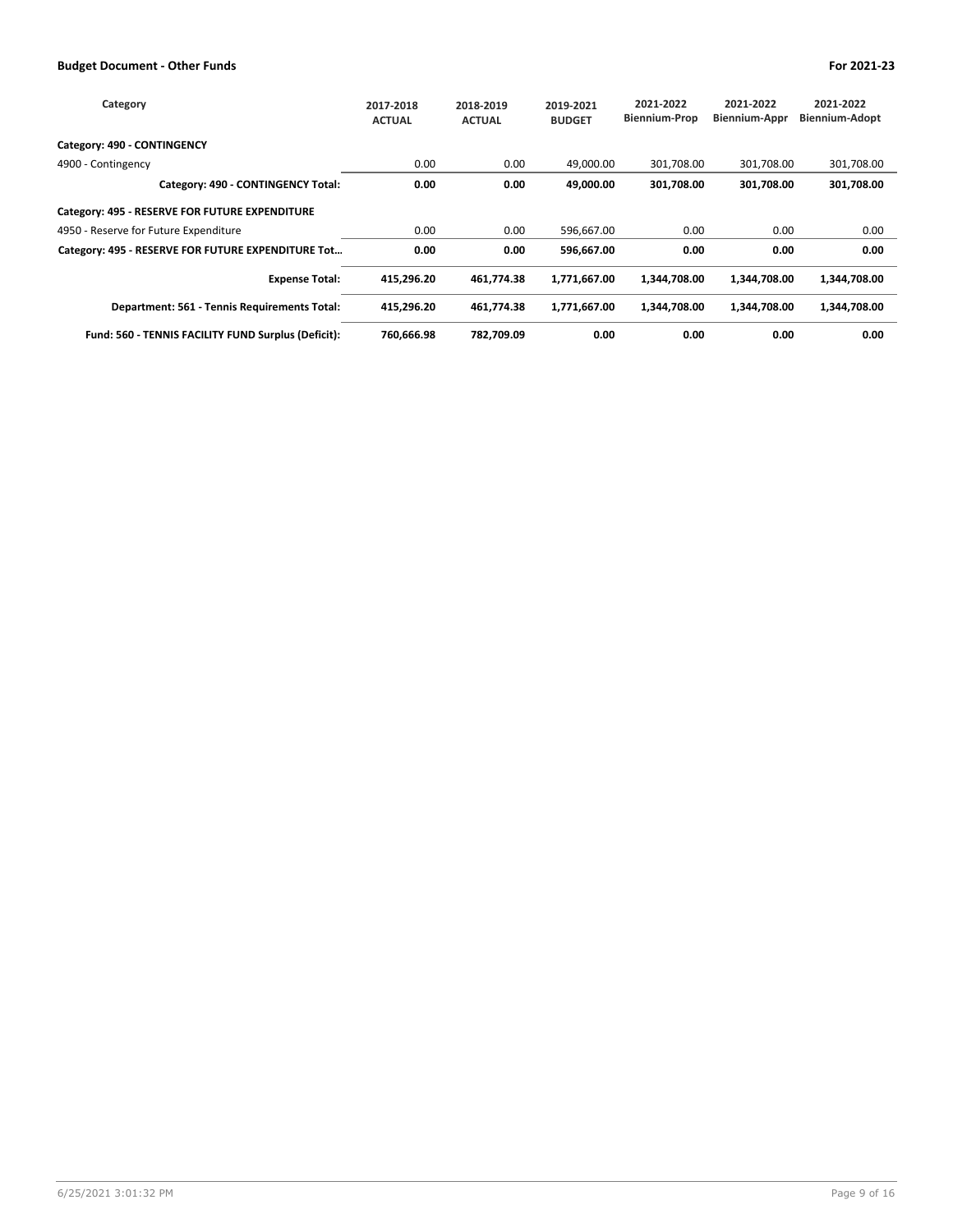| Category | 2017-2018 ACTUAL | 2018-2019 ACTUAL | 2019-2021 BUDGET | 2021-2022 Biennium-Prop | 2021-2022 Biennium-Appr | 2021-2022 Biennium-Adopt |
|---|---|---|---|---|---|---|
| **Category: 490 - CONTINGENCY** | | | | | | |
| 4900 - Contingency | 0.00 | 0.00 | 49,000.00 | 301,708.00 | 301,708.00 | 301,708.00 |
| **Category: 490 - CONTINGENCY Total:** | **0.00** | **0.00** | **49,000.00** | **301,708.00** | **301,708.00** | **301,708.00** |
| **Category: 495 - RESERVE FOR FUTURE EXPENDITURE** | | | | | | |
| 4950 - Reserve for Future Expenditure | 0.00 | 0.00 | 596,667.00 | 0.00 | 0.00 | 0.00 |
| **Category: 495 - RESERVE FOR FUTURE EXPENDITURE Tot…** | **0.00** | **0.00** | **596,667.00** | **0.00** | **0.00** | **0.00** |
| **Expense Total:** | **415,296.20** | **461,774.38** | **1,771,667.00** | **1,344,708.00** | **1,344,708.00** | **1,344,708.00** |
| **Department: 561 - Tennis Requirements Total:** | **415,296.20** | **461,774.38** | **1,771,667.00** | **1,344,708.00** | **1,344,708.00** | **1,344,708.00** |
| **Fund: 560 - TENNIS FACILITY FUND Surplus (Deficit):** | **760,666.98** | **782,709.09** | **0.00** | **0.00** | **0.00** | **0.00** |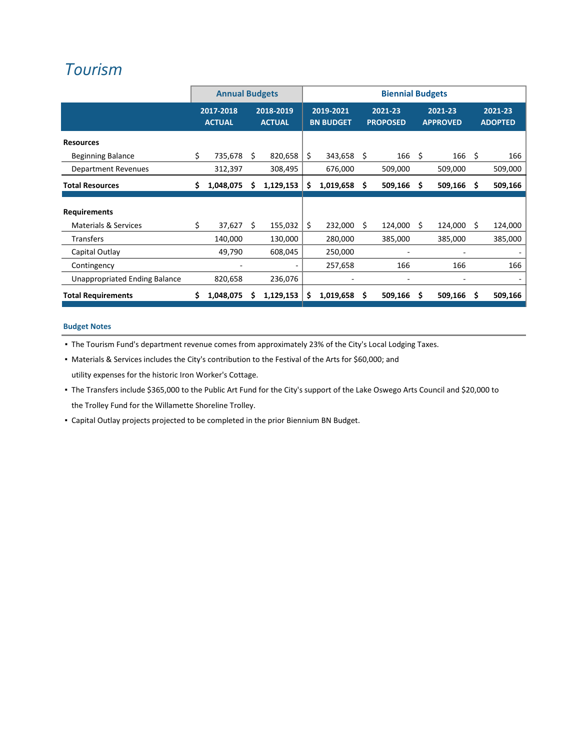# Tourism

| | Annual Budgets | | Biennial Budgets | | | |
|---|---|---|---|---|---|---|
| | 2017-2018 ACTUAL | 2018-2019 ACTUAL | 2019-2021 BN BUDGET | 2021-23 PROPOSED | 2021-23 APPROVED | 2021-23 ADOPTED |
| **Resources** | | | | | | |
| Beginning Balance | $ 735,678 | $ 820,658 | $ 343,658 | $ 166 | $ 166 | $ 166 |
| Department Revenues | 312,397 | 308,495 | 676,000 | 509,000 | 509,000 | 509,000 |
| **Total Resources** | **$ 1,048,075** | **$ 1,129,153** | **$ 1,019,658** | **$ 509,166** | **$ 509,166** | **$ 509,166** |
| **Requirements** | | | | | | |
| Materials & Services | $ 37,627 | $ 155,032 | $ 232,000 | $ 124,000 | $ 124,000 | $ 124,000 |
| Transfers | 140,000 | 130,000 | 280,000 | 385,000 | 385,000 | 385,000 |
| Capital Outlay | 49,790 | 608,045 | 250,000 | - | - | - |
| Contingency | - | - | 257,658 | 166 | 166 | 166 |
| Unappropriated Ending Balance | 820,658 | 236,076 | - | - | - | - |
| **Total Requirements** | **$ 1,048,075** | **$ 1,129,153** | **$ 1,019,658** | **$ 509,166** | **$ 509,166** | **$ 509,166** |

**Budget Notes**

- The Tourism Fund's department revenue comes from approximately 23% of the City's Local Lodging Taxes.
- Materials & Services includes the City's contribution to the Festival of the Arts for $60,000; and utility expenses for the historic Iron Worker's Cottage.
- The Transfers include $365,000 to the Public Art Fund for the City's support of the Lake Oswego Arts Council and $20,000 to the Trolley Fund for the Willamette Shoreline Trolley.
- Capital Outlay projects projected to be completed in the prior Biennium BN Budget.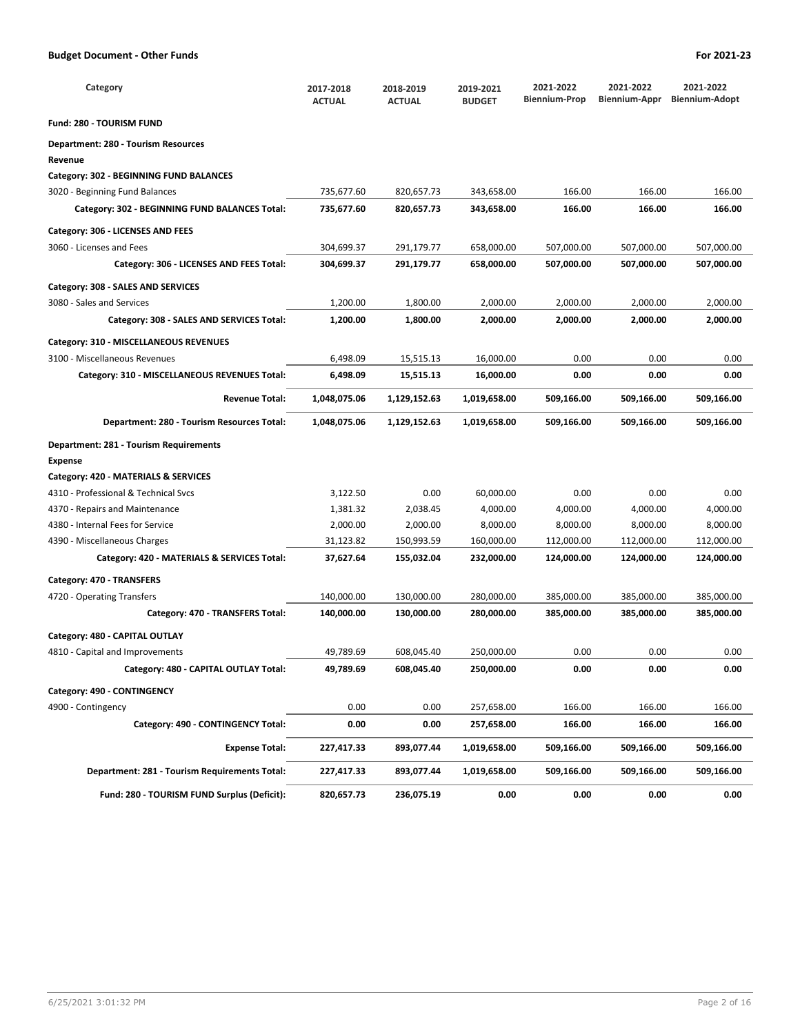| Category | 2017-2018 ACTUAL | 2018-2019 ACTUAL | 2019-2021 BUDGET | 2021-2022 Biennium-Prop | 2021-2022 Biennium-Appr | 2021-2022 Biennium-Adopt |
|---|---|---|---|---|---|---|
| **Fund: 280 - TOURISM FUND** | | | | | | |
| **Department: 280 - Tourism Resources** | | | | | | |
| **Revenue** | | | | | | |
| **Category: 302 - BEGINNING FUND BALANCES** | | | | | | |
| 3020 - Beginning Fund Balances | 735,677.60 | 820,657.73 | 343,658.00 | 166.00 | 166.00 | 166.00 |
| **Category: 302 - BEGINNING FUND BALANCES Total:** | **735,677.60** | **820,657.73** | **343,658.00** | **166.00** | **166.00** | **166.00** |
| **Category: 306 - LICENSES AND FEES** | | | | | | |
| 3060 - Licenses and Fees | 304,699.37 | 291,179.77 | 658,000.00 | 507,000.00 | 507,000.00 | 507,000.00 |
| **Category: 306 - LICENSES AND FEES Total:** | **304,699.37** | **291,179.77** | **658,000.00** | **507,000.00** | **507,000.00** | **507,000.00** |
| **Category: 308 - SALES AND SERVICES** | | | | | | |
| 3080 - Sales and Services | 1,200.00 | 1,800.00 | 2,000.00 | 2,000.00 | 2,000.00 | 2,000.00 |
| **Category: 308 - SALES AND SERVICES Total:** | **1,200.00** | **1,800.00** | **2,000.00** | **2,000.00** | **2,000.00** | **2,000.00** |
| **Category: 310 - MISCELLANEOUS REVENUES** | | | | | | |
| 3100 - Miscellaneous Revenues | 6,498.09 | 15,515.13 | 16,000.00 | 0.00 | 0.00 | 0.00 |
| **Category: 310 - MISCELLANEOUS REVENUES Total:** | **6,498.09** | **15,515.13** | **16,000.00** | **0.00** | **0.00** | **0.00** |
| **Revenue Total:** | **1,048,075.06** | **1,129,152.63** | **1,019,658.00** | **509,166.00** | **509,166.00** | **509,166.00** |
| **Department: 280 - Tourism Resources Total:** | **1,048,075.06** | **1,129,152.63** | **1,019,658.00** | **509,166.00** | **509,166.00** | **509,166.00** |
| **Department: 281 - Tourism Requirements** | | | | | | |
| **Expense** | | | | | | |
| **Category: 420 - MATERIALS & SERVICES** | | | | | | |
| 4310 - Professional & Technical Svcs | 3,122.50 | 0.00 | 60,000.00 | 0.00 | 0.00 | 0.00 |
| 4370 - Repairs and Maintenance | 1,381.32 | 2,038.45 | 4,000.00 | 4,000.00 | 4,000.00 | 4,000.00 |
| 4380 - Internal Fees for Service | 2,000.00 | 2,000.00 | 8,000.00 | 8,000.00 | 8,000.00 | 8,000.00 |
| 4390 - Miscellaneous Charges | 31,123.82 | 150,993.59 | 160,000.00 | 112,000.00 | 112,000.00 | 112,000.00 |
| **Category: 420 - MATERIALS & SERVICES Total:** | **37,627.64** | **155,032.04** | **232,000.00** | **124,000.00** | **124,000.00** | **124,000.00** |
| **Category: 470 - TRANSFERS** | | | | | | |
| 4720 - Operating Transfers | 140,000.00 | 130,000.00 | 280,000.00 | 385,000.00 | 385,000.00 | 385,000.00 |
| **Category: 470 - TRANSFERS Total:** | **140,000.00** | **130,000.00** | **280,000.00** | **385,000.00** | **385,000.00** | **385,000.00** |
| **Category: 480 - CAPITAL OUTLAY** | | | | | | |
| 4810 - Capital and Improvements | 49,789.69 | 608,045.40 | 250,000.00 | 0.00 | 0.00 | 0.00 |
| **Category: 480 - CAPITAL OUTLAY Total:** | **49,789.69** | **608,045.40** | **250,000.00** | **0.00** | **0.00** | **0.00** |
| **Category: 490 - CONTINGENCY** | | | | | | |
| 4900 - Contingency | 0.00 | 0.00 | 257,658.00 | 166.00 | 166.00 | 166.00 |
| **Category: 490 - CONTINGENCY Total:** | **0.00** | **0.00** | **257,658.00** | **166.00** | **166.00** | **166.00** |
| **Expense Total:** | **227,417.33** | **893,077.44** | **1,019,658.00** | **509,166.00** | **509,166.00** | **509,166.00** |
| **Department: 281 - Tourism Requirements Total:** | **227,417.33** | **893,077.44** | **1,019,658.00** | **509,166.00** | **509,166.00** | **509,166.00** |
| **Fund: 280 - TOURISM FUND Surplus (Deficit):** | **820,657.73** | **236,075.19** | **0.00** | **0.00** | **0.00** | **0.00** |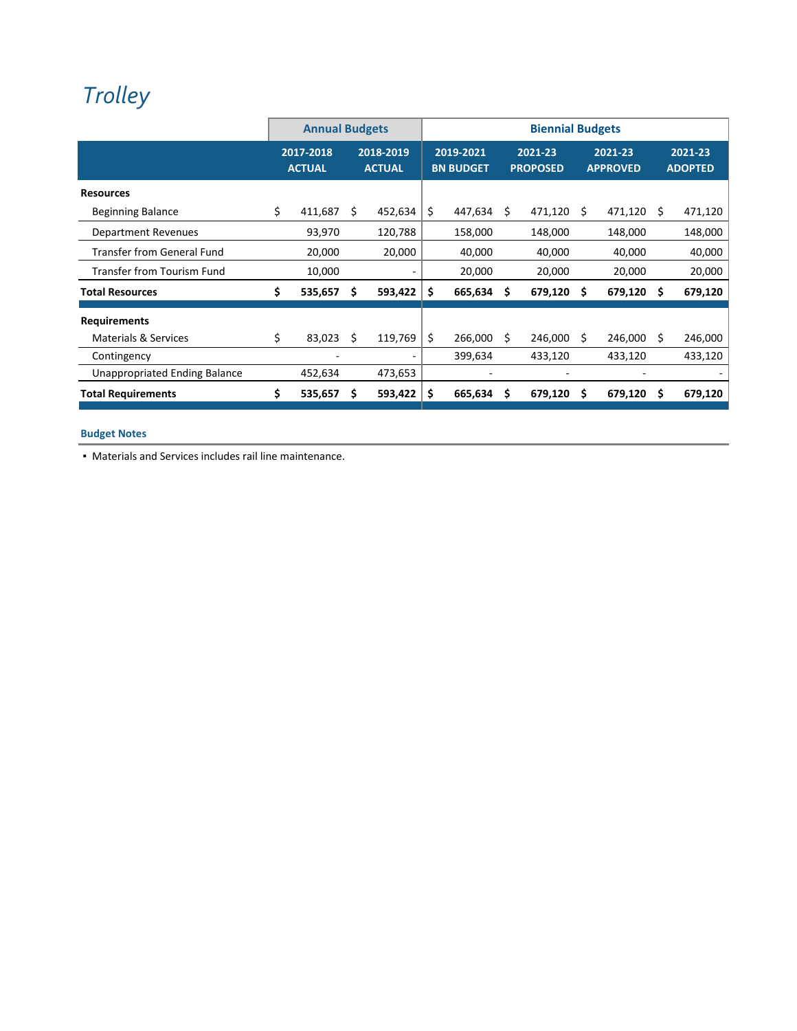# Trolley

| | Annual Budgets | | Biennial Budgets | | | |
|---|---|---|---|---|---|---|
| | 2017-2018 ACTUAL | 2018-2019 ACTUAL | 2019-2021 BN BUDGET | 2021-23 PROPOSED | 2021-23 APPROVED | 2021-23 ADOPTED |
| **Resources** | | | | | | |
| Beginning Balance | $ 411,687 | $ 452,634 | $ 447,634 | $ 471,120 | $ 471,120 | $ 471,120 |
| Department Revenues | 93,970 | 120,788 | 158,000 | 148,000 | 148,000 | 148,000 |
| Transfer from General Fund | 20,000 | 20,000 | 40,000 | 40,000 | 40,000 | 40,000 |
| Transfer from Tourism Fund | 10,000 | - | 20,000 | 20,000 | 20,000 | 20,000 |
| **Total Resources** | **$ 535,657** | **$ 593,422** | **$ 665,634** | **$ 679,120** | **$ 679,120** | **$ 679,120** |
| **Requirements** | | | | | | |
| Materials & Services | $ 83,023 | $ 119,769 | $ 266,000 | $ 246,000 | $ 246,000 | $ 246,000 |
| Contingency | - | - | 399,634 | 433,120 | 433,120 | 433,120 |
| Unappropriated Ending Balance | 452,634 | 473,653 | - | - | - | - |
| **Total Requirements** | **$ 535,657** | **$ 593,422** | **$ 665,634** | **$ 679,120** | **$ 679,120** | **$ 679,120** |

**Budget Notes**

- Materials and Services includes rail line maintenance.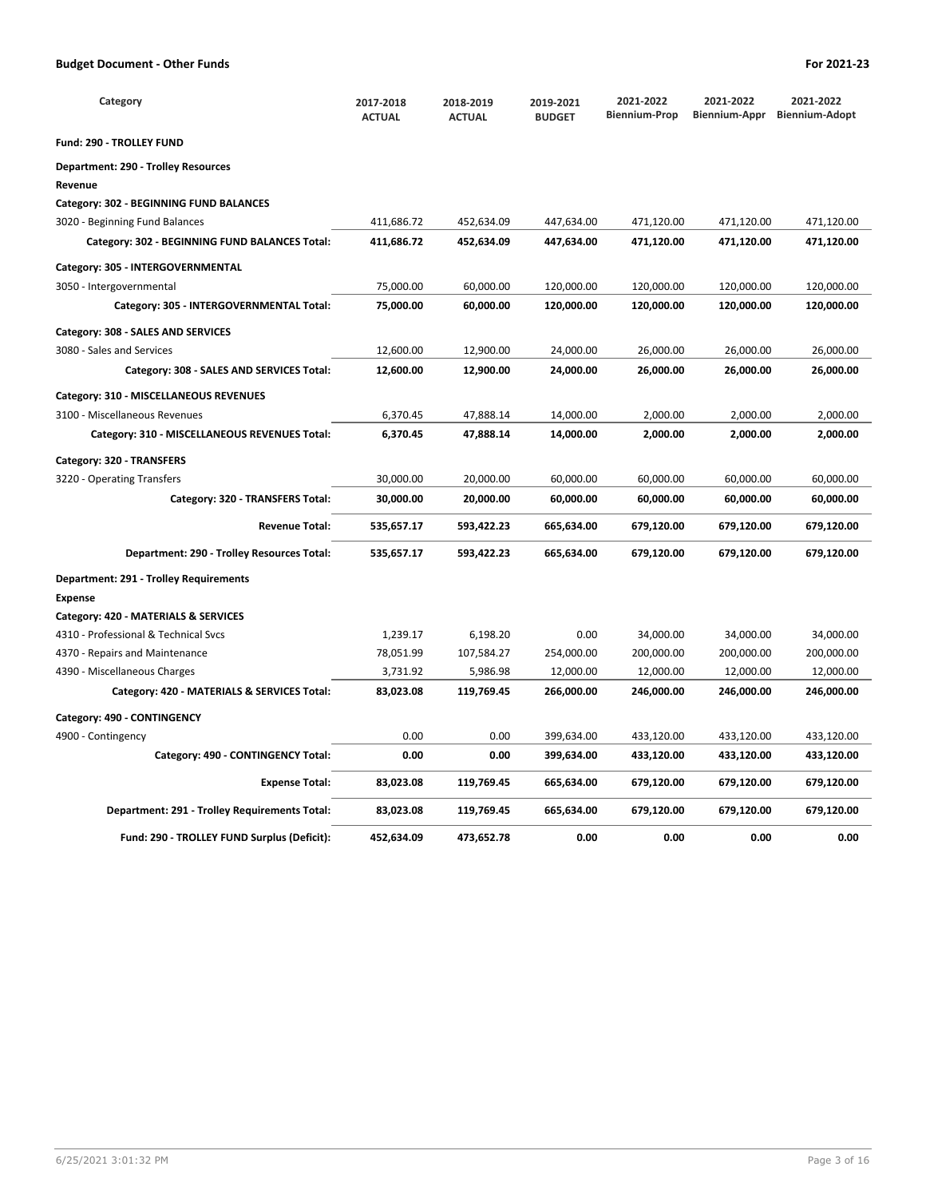## Budget Document - Other Funds

For 2021-23

| Category | 2017-2018 ACTUAL | 2018-2019 ACTUAL | 2019-2021 BUDGET | 2021-2022 Biennium-Prop | 2021-2022 Biennium-Appr | 2021-2022 Biennium-Adopt |
|---|---|---|---|---|---|---|
| **Fund: 290 - TROLLEY FUND** | | | | | | |
| **Department: 290 - Trolley Resources** | | | | | | |
| **Revenue** | | | | | | |
| **Category: 302 - BEGINNING FUND BALANCES** | | | | | | |
| 3020 - Beginning Fund Balances | 411,686.72 | 452,634.09 | 447,634.00 | 471,120.00 | 471,120.00 | 471,120.00 |
| **Category: 302 - BEGINNING FUND BALANCES Total:** | **411,686.72** | **452,634.09** | **447,634.00** | **471,120.00** | **471,120.00** | **471,120.00** |
| **Category: 305 - INTERGOVERNMENTAL** | | | | | | |
| 3050 - Intergovernmental | 75,000.00 | 60,000.00 | 120,000.00 | 120,000.00 | 120,000.00 | 120,000.00 |
| **Category: 305 - INTERGOVERNMENTAL Total:** | **75,000.00** | **60,000.00** | **120,000.00** | **120,000.00** | **120,000.00** | **120,000.00** |
| **Category: 308 - SALES AND SERVICES** | | | | | | |
| 3080 - Sales and Services | 12,600.00 | 12,900.00 | 24,000.00 | 26,000.00 | 26,000.00 | 26,000.00 |
| **Category: 308 - SALES AND SERVICES Total:** | **12,600.00** | **12,900.00** | **24,000.00** | **26,000.00** | **26,000.00** | **26,000.00** |
| **Category: 310 - MISCELLANEOUS REVENUES** | | | | | | |
| 3100 - Miscellaneous Revenues | 6,370.45 | 47,888.14 | 14,000.00 | 2,000.00 | 2,000.00 | 2,000.00 |
| **Category: 310 - MISCELLANEOUS REVENUES Total:** | **6,370.45** | **47,888.14** | **14,000.00** | **2,000.00** | **2,000.00** | **2,000.00** |
| **Category: 320 - TRANSFERS** | | | | | | |
| 3220 - Operating Transfers | 30,000.00 | 20,000.00 | 60,000.00 | 60,000.00 | 60,000.00 | 60,000.00 |
| **Category: 320 - TRANSFERS Total:** | **30,000.00** | **20,000.00** | **60,000.00** | **60,000.00** | **60,000.00** | **60,000.00** |
| **Revenue Total:** | **535,657.17** | **593,422.23** | **665,634.00** | **679,120.00** | **679,120.00** | **679,120.00** |
| **Department: 290 - Trolley Resources Total:** | **535,657.17** | **593,422.23** | **665,634.00** | **679,120.00** | **679,120.00** | **679,120.00** |
| **Department: 291 - Trolley Requirements** | | | | | | |
| **Expense** | | | | | | |
| **Category: 420 - MATERIALS & SERVICES** | | | | | | |
| 4310 - Professional & Technical Svcs | 1,239.17 | 6,198.20 | 0.00 | 34,000.00 | 34,000.00 | 34,000.00 |
| 4370 - Repairs and Maintenance | 78,051.99 | 107,584.27 | 254,000.00 | 200,000.00 | 200,000.00 | 200,000.00 |
| 4390 - Miscellaneous Charges | 3,731.92 | 5,986.98 | 12,000.00 | 12,000.00 | 12,000.00 | 12,000.00 |
| **Category: 420 - MATERIALS & SERVICES Total:** | **83,023.08** | **119,769.45** | **266,000.00** | **246,000.00** | **246,000.00** | **246,000.00** |
| **Category: 490 - CONTINGENCY** | | | | | | |
| 4900 - Contingency | 0.00 | 0.00 | 399,634.00 | 433,120.00 | 433,120.00 | 433,120.00 |
| **Category: 490 - CONTINGENCY Total:** | **0.00** | **0.00** | **399,634.00** | **433,120.00** | **433,120.00** | **433,120.00** |
| **Expense Total:** | **83,023.08** | **119,769.45** | **665,634.00** | **679,120.00** | **679,120.00** | **679,120.00** |
| **Department: 291 - Trolley Requirements Total:** | **83,023.08** | **119,769.45** | **665,634.00** | **679,120.00** | **679,120.00** | **679,120.00** |
| **Fund: 290 - TROLLEY FUND Surplus (Deficit):** | **452,634.09** | **473,652.78** | **0.00** | **0.00** | **0.00** | **0.00** |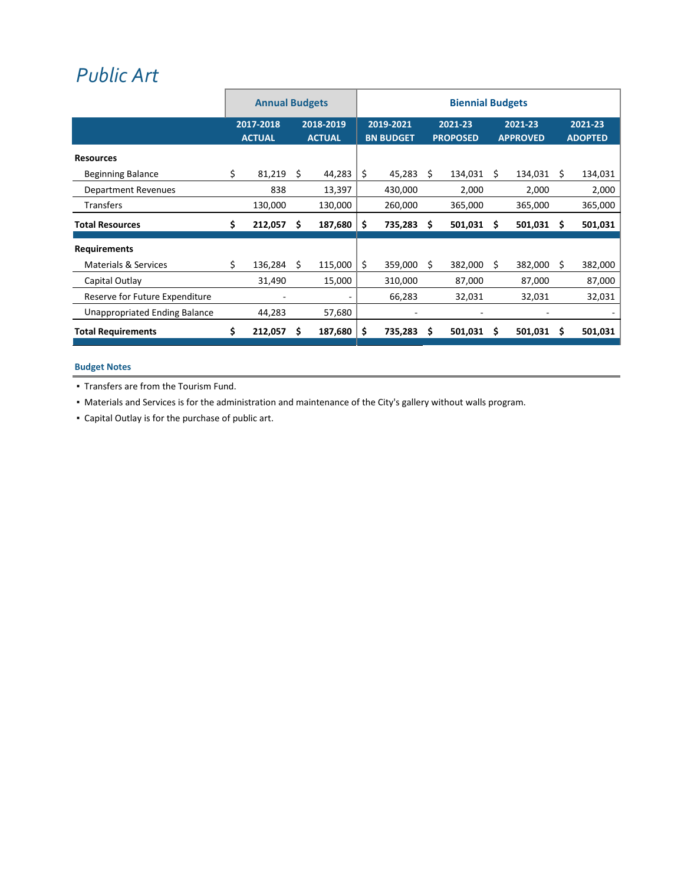# *Public Art*

| | Annual Budgets | | Biennial Budgets | | | |
|---|---|---|---|---|---|---|
| | 2017-2018 ACTUAL | 2018-2019 ACTUAL | 2019-2021 BN BUDGET | 2021-23 PROPOSED | 2021-23 APPROVED | 2021-23 ADOPTED |
| **Resources** | | | | | | |
| Beginning Balance | $ 81,219 | $ 44,283 | $ 45,283 | $ 134,031 | $ 134,031 | $ 134,031 |
| Department Revenues | 838 | 13,397 | 430,000 | 2,000 | 2,000 | 2,000 |
| Transfers | 130,000 | 130,000 | 260,000 | 365,000 | 365,000 | 365,000 |
| **Total Resources** | **$ 212,057** | **$ 187,680** | **$ 735,283** | **$ 501,031** | **$ 501,031** | **$ 501,031** |
| **Requirements** | | | | | | |
| Materials & Services | $ 136,284 | $ 115,000 | $ 359,000 | $ 382,000 | $ 382,000 | $ 382,000 |
| Capital Outlay | 31,490 | 15,000 | 310,000 | 87,000 | 87,000 | 87,000 |
| Reserve for Future Expenditure | - | - | 66,283 | 32,031 | 32,031 | 32,031 |
| Unappropriated Ending Balance | 44,283 | 57,680 | - | - | - | - |
| **Total Requirements** | **$ 212,057** | **$ 187,680** | **$ 735,283** | **$ 501,031** | **$ 501,031** | **$ 501,031** |

**Budget Notes**

- Transfers are from the Tourism Fund.
- Materials and Services is for the administration and maintenance of the City's gallery without walls program.
- Capital Outlay is for the purchase of public art.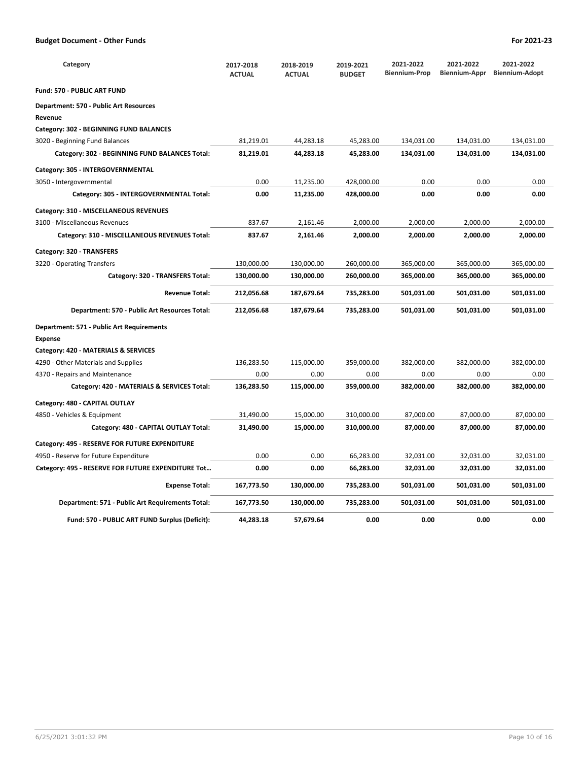## Budget Document - Other Funds

**For 2021-23**

| Category | 2017-2018 ACTUAL | 2018-2019 ACTUAL | 2019-2021 BUDGET | 2021-2022 Biennium-Prop | 2021-2022 Biennium-Appr | 2021-2022 Biennium-Adopt |
|---|---|---|---|---|---|---|
| **Fund: 570 - PUBLIC ART FUND** | | | | | | |
| **Department: 570 - Public Art Resources** | | | | | | |
| **Revenue** | | | | | | |
| **Category: 302 - BEGINNING FUND BALANCES** | | | | | | |
| 3020 - Beginning Fund Balances | 81,219.01 | 44,283.18 | 45,283.00 | 134,031.00 | 134,031.00 | 134,031.00 |
| **Category: 302 - BEGINNING FUND BALANCES Total:** | **81,219.01** | **44,283.18** | **45,283.00** | **134,031.00** | **134,031.00** | **134,031.00** |
| **Category: 305 - INTERGOVERNMENTAL** | | | | | | |
| 3050 - Intergovernmental | 0.00 | 11,235.00 | 428,000.00 | 0.00 | 0.00 | 0.00 |
| **Category: 305 - INTERGOVERNMENTAL Total:** | **0.00** | **11,235.00** | **428,000.00** | **0.00** | **0.00** | **0.00** |
| **Category: 310 - MISCELLANEOUS REVENUES** | | | | | | |
| 3100 - Miscellaneous Revenues | 837.67 | 2,161.46 | 2,000.00 | 2,000.00 | 2,000.00 | 2,000.00 |
| **Category: 310 - MISCELLANEOUS REVENUES Total:** | **837.67** | **2,161.46** | **2,000.00** | **2,000.00** | **2,000.00** | **2,000.00** |
| **Category: 320 - TRANSFERS** | | | | | | |
| 3220 - Operating Transfers | 130,000.00 | 130,000.00 | 260,000.00 | 365,000.00 | 365,000.00 | 365,000.00 |
| **Category: 320 - TRANSFERS Total:** | **130,000.00** | **130,000.00** | **260,000.00** | **365,000.00** | **365,000.00** | **365,000.00** |
| **Revenue Total:** | **212,056.68** | **187,679.64** | **735,283.00** | **501,031.00** | **501,031.00** | **501,031.00** |
| **Department: 570 - Public Art Resources Total:** | **212,056.68** | **187,679.64** | **735,283.00** | **501,031.00** | **501,031.00** | **501,031.00** |
| **Department: 571 - Public Art Requirements** | | | | | | |
| **Expense** | | | | | | |
| **Category: 420 - MATERIALS & SERVICES** | | | | | | |
| 4290 - Other Materials and Supplies | 136,283.50 | 115,000.00 | 359,000.00 | 382,000.00 | 382,000.00 | 382,000.00 |
| 4370 - Repairs and Maintenance | 0.00 | 0.00 | 0.00 | 0.00 | 0.00 | 0.00 |
| **Category: 420 - MATERIALS & SERVICES Total:** | **136,283.50** | **115,000.00** | **359,000.00** | **382,000.00** | **382,000.00** | **382,000.00** |
| **Category: 480 - CAPITAL OUTLAY** | | | | | | |
| 4850 - Vehicles & Equipment | 31,490.00 | 15,000.00 | 310,000.00 | 87,000.00 | 87,000.00 | 87,000.00 |
| **Category: 480 - CAPITAL OUTLAY Total:** | **31,490.00** | **15,000.00** | **310,000.00** | **87,000.00** | **87,000.00** | **87,000.00** |
| **Category: 495 - RESERVE FOR FUTURE EXPENDITURE** | | | | | | |
| 4950 - Reserve for Future Expenditure | 0.00 | 0.00 | 66,283.00 | 32,031.00 | 32,031.00 | 32,031.00 |
| **Category: 495 - RESERVE FOR FUTURE EXPENDITURE Tot...** | **0.00** | **0.00** | **66,283.00** | **32,031.00** | **32,031.00** | **32,031.00** |
| **Expense Total:** | **167,773.50** | **130,000.00** | **735,283.00** | **501,031.00** | **501,031.00** | **501,031.00** |
| **Department: 571 - Public Art Requirements Total:** | **167,773.50** | **130,000.00** | **735,283.00** | **501,031.00** | **501,031.00** | **501,031.00** |
| **Fund: 570 - PUBLIC ART FUND Surplus (Deficit):** | **44,283.18** | **57,679.64** | **0.00** | **0.00** | **0.00** | **0.00** |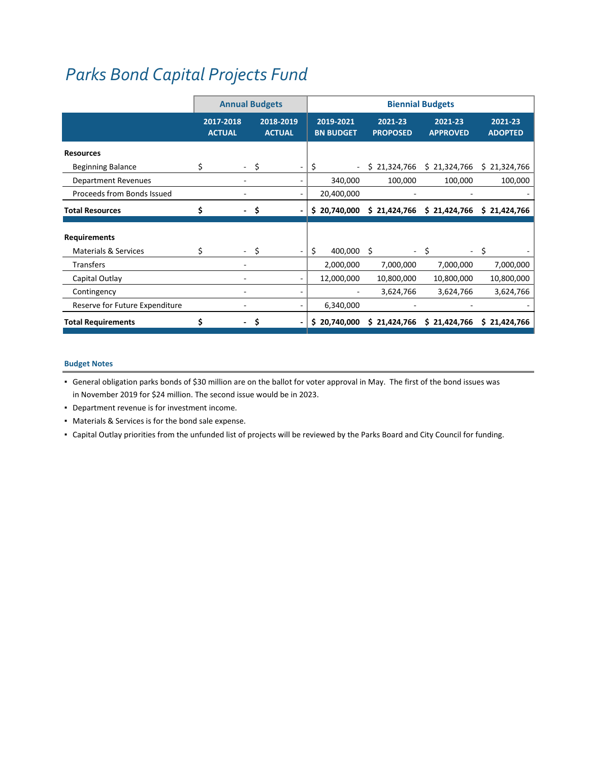# Parks Bond Capital Projects Fund

| | Annual Budgets | | Biennial Budgets | | | |
|---|---|---|---|---|---|---|
| | 2017-2018 ACTUAL | 2018-2019 ACTUAL | 2019-2021 BN BUDGET | 2021-23 PROPOSED | 2021-23 APPROVED | 2021-23 ADOPTED |
| **Resources** | | | | | | |
| Beginning Balance | $ - | $ - | $ - | $ 21,324,766 | $ 21,324,766 | $ 21,324,766 |
| Department Revenues | - | - | 340,000 | 100,000 | 100,000 | 100,000 |
| Proceeds from Bonds Issued | - | - | 20,400,000 | - | - | - |
| **Total Resources** | **$ -** | **$ -** | **$ 20,740,000** | **$ 21,424,766** | **$ 21,424,766** | **$ 21,424,766** |
| **Requirements** | | | | | | |
| Materials & Services | $ - | $ - | $ 400,000 | $ - | $ - | $ - |
| Transfers | - | | 2,000,000 | 7,000,000 | 7,000,000 | 7,000,000 |
| Capital Outlay | - | - | 12,000,000 | 10,800,000 | 10,800,000 | 10,800,000 |
| Contingency | - | - | - | 3,624,766 | 3,624,766 | 3,624,766 |
| Reserve for Future Expenditure | - | - | 6,340,000 | - | - | - |
| **Total Requirements** | **$ -** | **$ -** | **$ 20,740,000** | **$ 21,424,766** | **$ 21,424,766** | **$ 21,424,766** |

### Budget Notes

- General obligation parks bonds of $30 million are on the ballot for voter approval in May. The first of the bond issues was in November 2019 for $24 million. The second issue would be in 2023.
- Department revenue is for investment income.
- Materials & Services is for the bond sale expense.
- Capital Outlay priorities from the unfunded list of projects will be reviewed by the Parks Board and City Council for funding.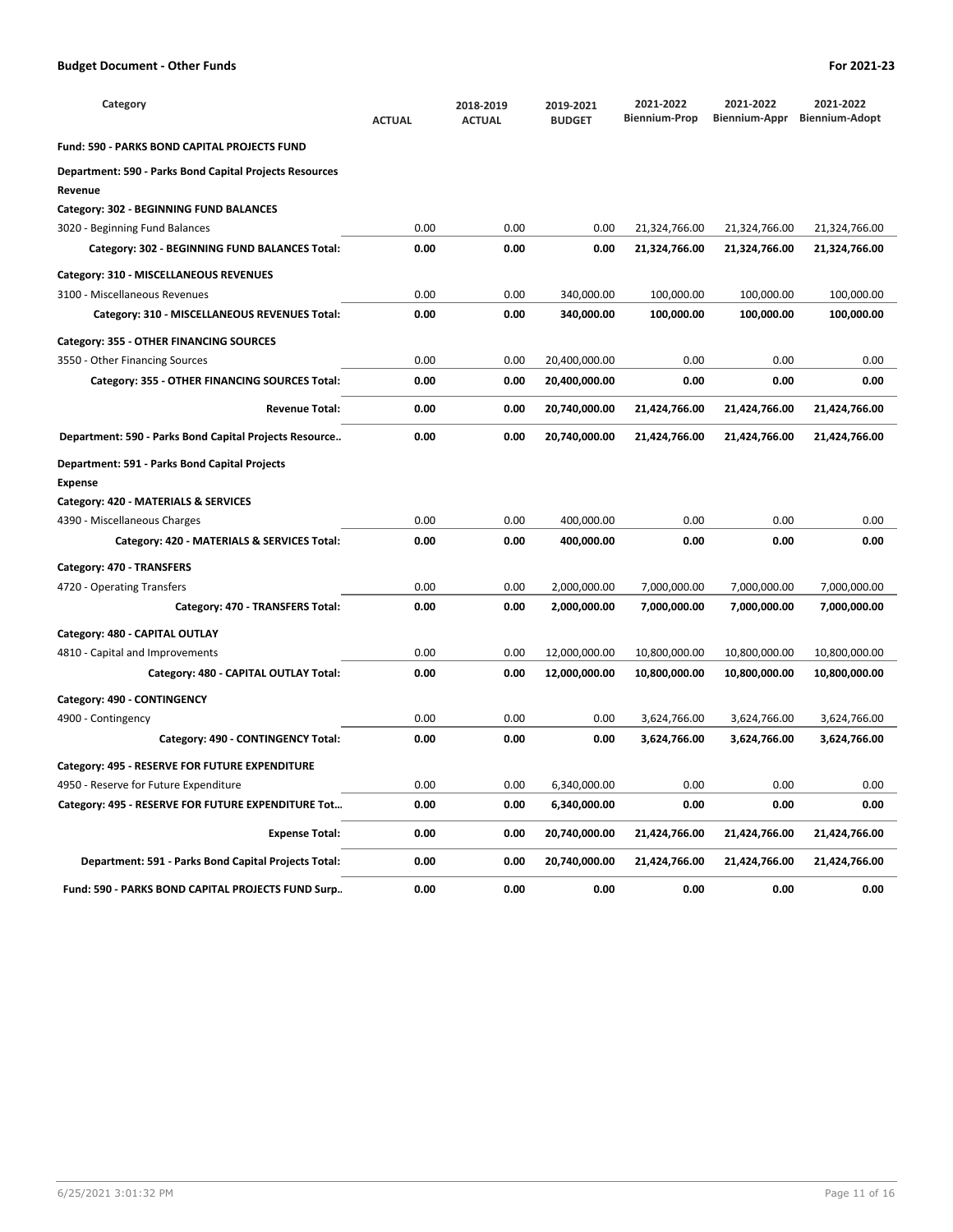**Budget Document - Other Funds** **For 2021-23**

| Category | ACTUAL | 2018-2019 ACTUAL | 2019-2021 BUDGET | 2021-2022 Biennium-Prop | 2021-2022 Biennium-Appr | 2021-2022 Biennium-Adopt |
|---|---|---|---|---|---|---|
| **Fund: 590 - PARKS BOND CAPITAL PROJECTS FUND** | | | | | | |
| **Department: 590 - Parks Bond Capital Projects Resources** | | | | | | |
| **Revenue** | | | | | | |
| **Category: 302 - BEGINNING FUND BALANCES** | | | | | | |
| 3020 - Beginning Fund Balances | 0.00 | 0.00 | 0.00 | 21,324,766.00 | 21,324,766.00 | 21,324,766.00 |
| **Category: 302 - BEGINNING FUND BALANCES Total:** | **0.00** | **0.00** | **0.00** | **21,324,766.00** | **21,324,766.00** | **21,324,766.00** |
| **Category: 310 - MISCELLANEOUS REVENUES** | | | | | | |
| 3100 - Miscellaneous Revenues | 0.00 | 0.00 | 340,000.00 | 100,000.00 | 100,000.00 | 100,000.00 |
| **Category: 310 - MISCELLANEOUS REVENUES Total:** | **0.00** | **0.00** | **340,000.00** | **100,000.00** | **100,000.00** | **100,000.00** |
| **Category: 355 - OTHER FINANCING SOURCES** | | | | | | |
| 3550 - Other Financing Sources | 0.00 | 0.00 | 20,400,000.00 | 0.00 | 0.00 | 0.00 |
| **Category: 355 - OTHER FINANCING SOURCES Total:** | **0.00** | **0.00** | **20,400,000.00** | **0.00** | **0.00** | **0.00** |
| **Revenue Total:** | **0.00** | **0.00** | **20,740,000.00** | **21,424,766.00** | **21,424,766.00** | **21,424,766.00** |
| **Department: 590 - Parks Bond Capital Projects Resource..** | **0.00** | **0.00** | **20,740,000.00** | **21,424,766.00** | **21,424,766.00** | **21,424,766.00** |
| **Department: 591 - Parks Bond Capital Projects** | | | | | | |
| **Expense** | | | | | | |
| **Category: 420 - MATERIALS & SERVICES** | | | | | | |
| 4390 - Miscellaneous Charges | 0.00 | 0.00 | 400,000.00 | 0.00 | 0.00 | 0.00 |
| **Category: 420 - MATERIALS & SERVICES Total:** | **0.00** | **0.00** | **400,000.00** | **0.00** | **0.00** | **0.00** |
| **Category: 470 - TRANSFERS** | | | | | | |
| 4720 - Operating Transfers | 0.00 | 0.00 | 2,000,000.00 | 7,000,000.00 | 7,000,000.00 | 7,000,000.00 |
| **Category: 470 - TRANSFERS Total:** | **0.00** | **0.00** | **2,000,000.00** | **7,000,000.00** | **7,000,000.00** | **7,000,000.00** |
| **Category: 480 - CAPITAL OUTLAY** | | | | | | |
| 4810 - Capital and Improvements | 0.00 | 0.00 | 12,000,000.00 | 10,800,000.00 | 10,800,000.00 | 10,800,000.00 |
| **Category: 480 - CAPITAL OUTLAY Total:** | **0.00** | **0.00** | **12,000,000.00** | **10,800,000.00** | **10,800,000.00** | **10,800,000.00** |
| **Category: 490 - CONTINGENCY** | | | | | | |
| 4900 - Contingency | 0.00 | 0.00 | 0.00 | 3,624,766.00 | 3,624,766.00 | 3,624,766.00 |
| **Category: 490 - CONTINGENCY Total:** | **0.00** | **0.00** | **0.00** | **3,624,766.00** | **3,624,766.00** | **3,624,766.00** |
| **Category: 495 - RESERVE FOR FUTURE EXPENDITURE** | | | | | | |
| 4950 - Reserve for Future Expenditure | 0.00 | 0.00 | 6,340,000.00 | 0.00 | 0.00 | 0.00 |
| **Category: 495 - RESERVE FOR FUTURE EXPENDITURE Tot...** | **0.00** | **0.00** | **6,340,000.00** | **0.00** | **0.00** | **0.00** |
| **Expense Total:** | **0.00** | **0.00** | **20,740,000.00** | **21,424,766.00** | **21,424,766.00** | **21,424,766.00** |
| **Department: 591 - Parks Bond Capital Projects Total:** | **0.00** | **0.00** | **20,740,000.00** | **21,424,766.00** | **21,424,766.00** | **21,424,766.00** |
| **Fund: 590 - PARKS BOND CAPITAL PROJECTS FUND Surp..** | **0.00** | **0.00** | **0.00** | **0.00** | **0.00** | **0.00** |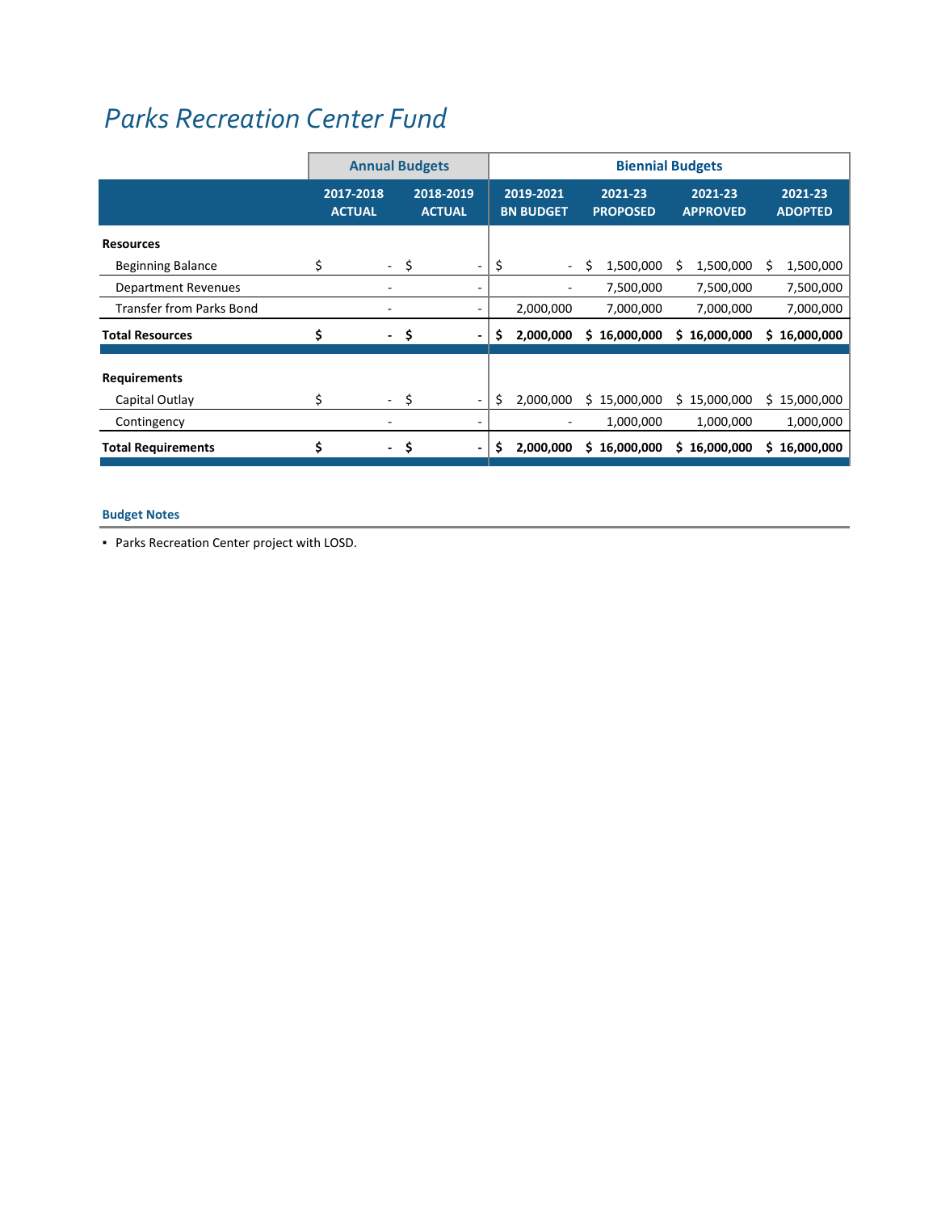# *Parks Recreation Center Fund*

| | Annual Budgets | | Biennial Budgets | | | |
|---|---|---|---|---|---|---|
| | 2017-2018 ACTUAL | 2018-2019 ACTUAL | 2019-2021 BN BUDGET | 2021-23 PROPOSED | 2021-23 APPROVED | 2021-23 ADOPTED |
| **Resources** | | | | | | |
| Beginning Balance | $ - | $ - | $ - | $ 1,500,000 | $ 1,500,000 | $ 1,500,000 |
| Department Revenues | - | - | - | 7,500,000 | 7,500,000 | 7,500,000 |
| Transfer from Parks Bond | - | - | 2,000,000 | 7,000,000 | 7,000,000 | 7,000,000 |
| **Total Resources** | **$ -** | **$ -** | **$ 2,000,000** | **$ 16,000,000** | **$ 16,000,000** | **$ 16,000,000** |
| **Requirements** | | | | | | |
| Capital Outlay | $ - | $ - | $ 2,000,000 | $ 15,000,000 | $ 15,000,000 | $ 15,000,000 |
| Contingency | - | - | - | 1,000,000 | 1,000,000 | 1,000,000 |
| **Total Requirements** | **$ -** | **$ -** | **$ 2,000,000** | **$ 16,000,000** | **$ 16,000,000** | **$ 16,000,000** |

**Budget Notes**

- Parks Recreation Center project with LOSD.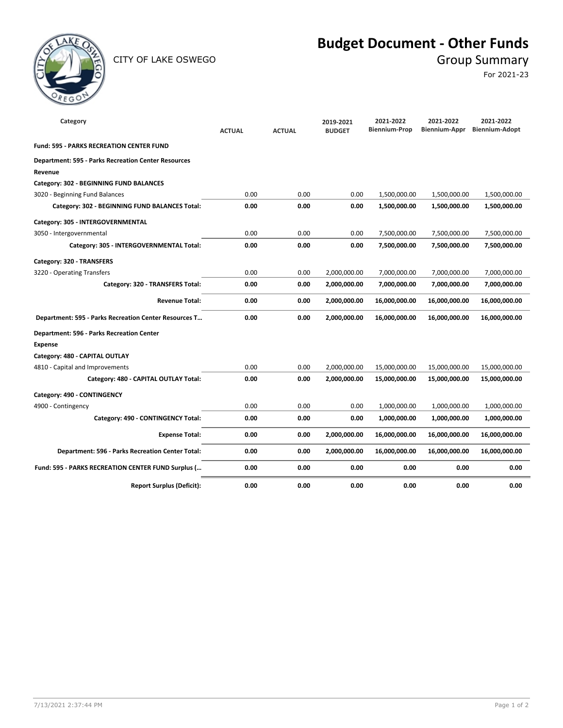CITY OF LAKE OSWEGO

# Budget Document - Other Funds

## Group Summary

For 2021-23

| Category | ACTUAL | ACTUAL | 2019-2021 BUDGET | 2021-2022 Biennium-Prop | 2021-2022 Biennium-Appr | 2021-2022 Biennium-Adopt |
|---|---|---|---|---|---|---|
| **Fund: 595 - PARKS RECREATION CENTER FUND** | | | | | | |
| **Department: 595 - Parks Recreation Center Resources** | | | | | | |
| **Revenue** | | | | | | |
| **Category: 302 - BEGINNING FUND BALANCES** | | | | | | |
| 3020 - Beginning Fund Balances | 0.00 | 0.00 | 0.00 | 1,500,000.00 | 1,500,000.00 | 1,500,000.00 |
| **Category: 302 - BEGINNING FUND BALANCES Total:** | **0.00** | **0.00** | **0.00** | **1,500,000.00** | **1,500,000.00** | **1,500,000.00** |
| **Category: 305 - INTERGOVERNMENTAL** | | | | | | |
| 3050 - Intergovernmental | 0.00 | 0.00 | 0.00 | 7,500,000.00 | 7,500,000.00 | 7,500,000.00 |
| **Category: 305 - INTERGOVERNMENTAL Total:** | **0.00** | **0.00** | **0.00** | **7,500,000.00** | **7,500,000.00** | **7,500,000.00** |
| **Category: 320 - TRANSFERS** | | | | | | |
| 3220 - Operating Transfers | 0.00 | 0.00 | 2,000,000.00 | 7,000,000.00 | 7,000,000.00 | 7,000,000.00 |
| **Category: 320 - TRANSFERS Total:** | **0.00** | **0.00** | **2,000,000.00** | **7,000,000.00** | **7,000,000.00** | **7,000,000.00** |
| **Revenue Total:** | **0.00** | **0.00** | **2,000,000.00** | **16,000,000.00** | **16,000,000.00** | **16,000,000.00** |
| **Department: 595 - Parks Recreation Center Resources T…** | **0.00** | **0.00** | **2,000,000.00** | **16,000,000.00** | **16,000,000.00** | **16,000,000.00** |
| **Department: 596 - Parks Recreation Center** | | | | | | |
| **Expense** | | | | | | |
| **Category: 480 - CAPITAL OUTLAY** | | | | | | |
| 4810 - Capital and Improvements | 0.00 | 0.00 | 2,000,000.00 | 15,000,000.00 | 15,000,000.00 | 15,000,000.00 |
| **Category: 480 - CAPITAL OUTLAY Total:** | **0.00** | **0.00** | **2,000,000.00** | **15,000,000.00** | **15,000,000.00** | **15,000,000.00** |
| **Category: 490 - CONTINGENCY** | | | | | | |
| 4900 - Contingency | 0.00 | 0.00 | 0.00 | 1,000,000.00 | 1,000,000.00 | 1,000,000.00 |
| **Category: 490 - CONTINGENCY Total:** | **0.00** | **0.00** | **0.00** | **1,000,000.00** | **1,000,000.00** | **1,000,000.00** |
| **Expense Total:** | **0.00** | **0.00** | **2,000,000.00** | **16,000,000.00** | **16,000,000.00** | **16,000,000.00** |
| **Department: 596 - Parks Recreation Center Total:** | **0.00** | **0.00** | **2,000,000.00** | **16,000,000.00** | **16,000,000.00** | **16,000,000.00** |
| **Fund: 595 - PARKS RECREATION CENTER FUND Surplus (…** | **0.00** | **0.00** | **0.00** | **0.00** | **0.00** | **0.00** |
| **Report Surplus (Deficit):** | **0.00** | **0.00** | **0.00** | **0.00** | **0.00** | **0.00** |

7/13/2021 2:37:44 PM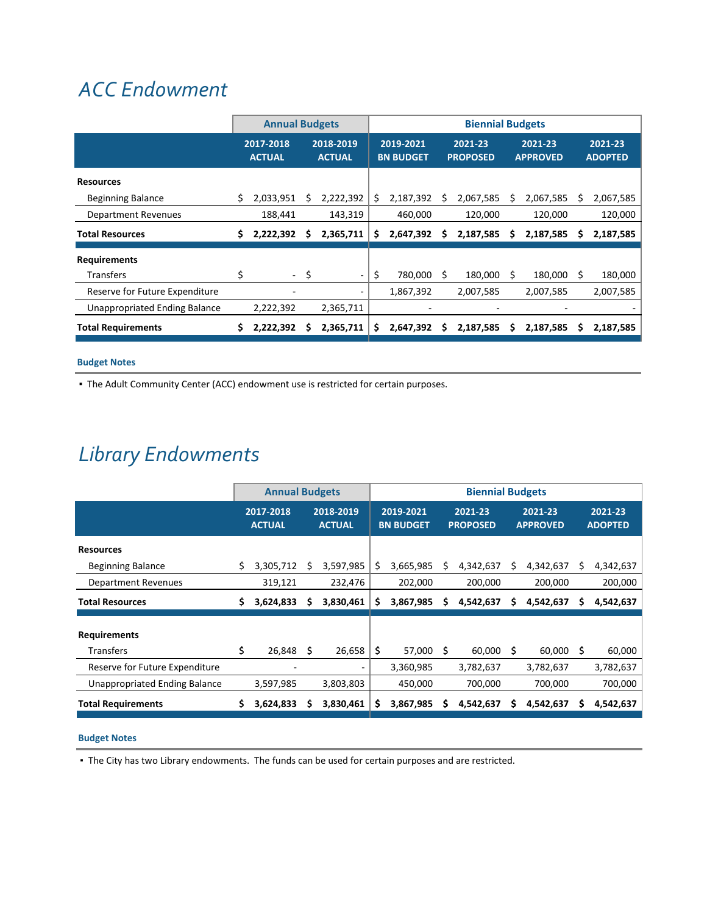# ACC Endowment

| | Annual Budgets | | Biennial Budgets | | | |
|---|---|---|---|---|---|---|
| | 2017-2018 ACTUAL | 2018-2019 ACTUAL | 2019-2021 BN BUDGET | 2021-23 PROPOSED | 2021-23 APPROVED | 2021-23 ADOPTED |
| **Resources** | | | | | | |
| Beginning Balance | $ 2,033,951 | $ 2,222,392 | $ 2,187,392 | $ 2,067,585 | $ 2,067,585 | $ 2,067,585 |
| Department Revenues | 188,441 | 143,319 | 460,000 | 120,000 | 120,000 | 120,000 |
| **Total Resources** | **$ 2,222,392** | **$ 2,365,711** | **$ 2,647,392** | **$ 2,187,585** | **$ 2,187,585** | **$ 2,187,585** |
| **Requirements** | | | | | | |
| Transfers | $ - | $ - | $ 780,000 | $ 180,000 | $ 180,000 | $ 180,000 |
| Reserve for Future Expenditure | - | - | 1,867,392 | 2,007,585 | 2,007,585 | 2,007,585 |
| Unappropriated Ending Balance | 2,222,392 | 2,365,711 | - | - | - | - |
| **Total Requirements** | **$ 2,222,392** | **$ 2,365,711** | **$ 2,647,392** | **$ 2,187,585** | **$ 2,187,585** | **$ 2,187,585** |

**Budget Notes**

- The Adult Community Center (ACC) endowment use is restricted for certain purposes.

# Library Endowments

| | Annual Budgets | | Biennial Budgets | | | |
|---|---|---|---|---|---|---|
| | 2017-2018 ACTUAL | 2018-2019 ACTUAL | 2019-2021 BN BUDGET | 2021-23 PROPOSED | 2021-23 APPROVED | 2021-23 ADOPTED |
| **Resources** | | | | | | |
| Beginning Balance | $ 3,305,712 | $ 3,597,985 | $ 3,665,985 | $ 4,342,637 | $ 4,342,637 | $ 4,342,637 |
| Department Revenues | 319,121 | 232,476 | 202,000 | 200,000 | 200,000 | 200,000 |
| **Total Resources** | **$ 3,624,833** | **$ 3,830,461** | **$ 3,867,985** | **$ 4,542,637** | **$ 4,542,637** | **$ 4,542,637** |
| **Requirements** | | | | | | |
| Transfers | $ 26,848 | $ 26,658 | $ 57,000 | $ 60,000 | $ 60,000 | $ 60,000 |
| Reserve for Future Expenditure | - | - | 3,360,985 | 3,782,637 | 3,782,637 | 3,782,637 |
| Unappropriated Ending Balance | 3,597,985 | 3,803,803 | 450,000 | 700,000 | 700,000 | 700,000 |
| **Total Requirements** | **$ 3,624,833** | **$ 3,830,461** | **$ 3,867,985** | **$ 4,542,637** | **$ 4,542,637** | **$ 4,542,637** |

**Budget Notes**

- The City has two Library endowments. The funds can be used for certain purposes and are restricted.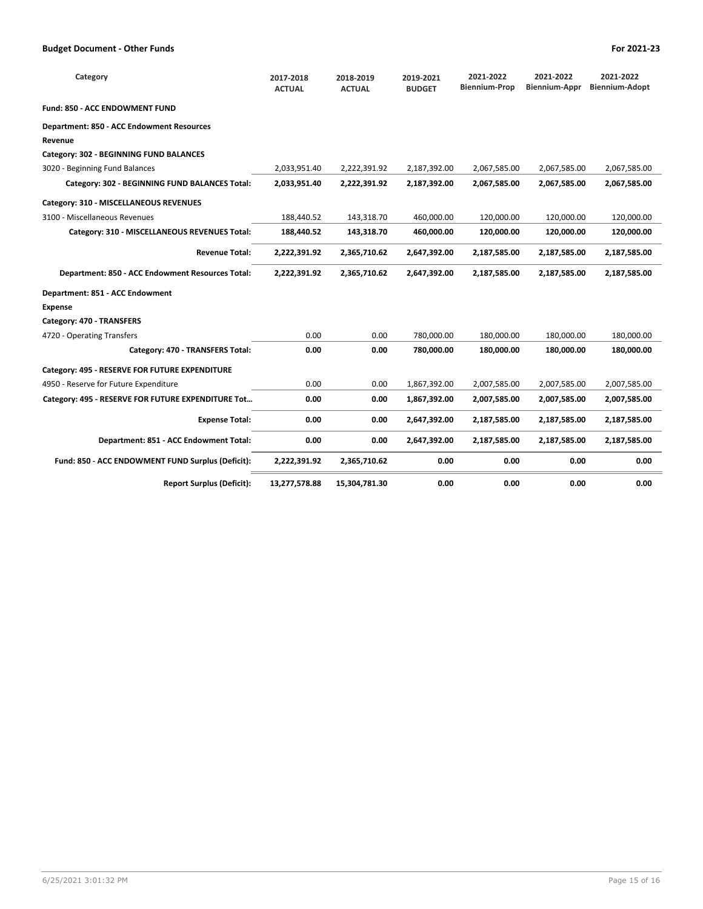| Category | 2017-2018 ACTUAL | 2018-2019 ACTUAL | 2019-2021 BUDGET | 2021-2022 Biennium-Prop | 2021-2022 Biennium-Appr | 2021-2022 Biennium-Adopt |
|---|---|---|---|---|---|---|
| **Fund: 850 - ACC ENDOWMENT FUND** | | | | | | |
| **Department: 850 - ACC Endowment Resources** | | | | | | |
| **Revenue** | | | | | | |
| **Category: 302 - BEGINNING FUND BALANCES** | | | | | | |
| 3020 - Beginning Fund Balances | 2,033,951.40 | 2,222,391.92 | 2,187,392.00 | 2,067,585.00 | 2,067,585.00 | 2,067,585.00 |
| **Category: 302 - BEGINNING FUND BALANCES Total:** | **2,033,951.40** | **2,222,391.92** | **2,187,392.00** | **2,067,585.00** | **2,067,585.00** | **2,067,585.00** |
| **Category: 310 - MISCELLANEOUS REVENUES** | | | | | | |
| 3100 - Miscellaneous Revenues | 188,440.52 | 143,318.70 | 460,000.00 | 120,000.00 | 120,000.00 | 120,000.00 |
| **Category: 310 - MISCELLANEOUS REVENUES Total:** | **188,440.52** | **143,318.70** | **460,000.00** | **120,000.00** | **120,000.00** | **120,000.00** |
| **Revenue Total:** | **2,222,391.92** | **2,365,710.62** | **2,647,392.00** | **2,187,585.00** | **2,187,585.00** | **2,187,585.00** |
| **Department: 850 - ACC Endowment Resources Total:** | **2,222,391.92** | **2,365,710.62** | **2,647,392.00** | **2,187,585.00** | **2,187,585.00** | **2,187,585.00** |
| **Department: 851 - ACC Endowment** | | | | | | |
| **Expense** | | | | | | |
| **Category: 470 - TRANSFERS** | | | | | | |
| 4720 - Operating Transfers | 0.00 | 0.00 | 780,000.00 | 180,000.00 | 180,000.00 | 180,000.00 |
| **Category: 470 - TRANSFERS Total:** | **0.00** | **0.00** | **780,000.00** | **180,000.00** | **180,000.00** | **180,000.00** |
| **Category: 495 - RESERVE FOR FUTURE EXPENDITURE** | | | | | | |
| 4950 - Reserve for Future Expenditure | 0.00 | 0.00 | 1,867,392.00 | 2,007,585.00 | 2,007,585.00 | 2,007,585.00 |
| **Category: 495 - RESERVE FOR FUTURE EXPENDITURE Tot…** | **0.00** | **0.00** | **1,867,392.00** | **2,007,585.00** | **2,007,585.00** | **2,007,585.00** |
| **Expense Total:** | **0.00** | **0.00** | **2,647,392.00** | **2,187,585.00** | **2,187,585.00** | **2,187,585.00** |
| **Department: 851 - ACC Endowment Total:** | **0.00** | **0.00** | **2,647,392.00** | **2,187,585.00** | **2,187,585.00** | **2,187,585.00** |
| **Fund: 850 - ACC ENDOWMENT FUND Surplus (Deficit):** | **2,222,391.92** | **2,365,710.62** | **0.00** | **0.00** | **0.00** | **0.00** |
| **Report Surplus (Deficit):** | **13,277,578.88** | **15,304,781.30** | **0.00** | **0.00** | **0.00** | **0.00** |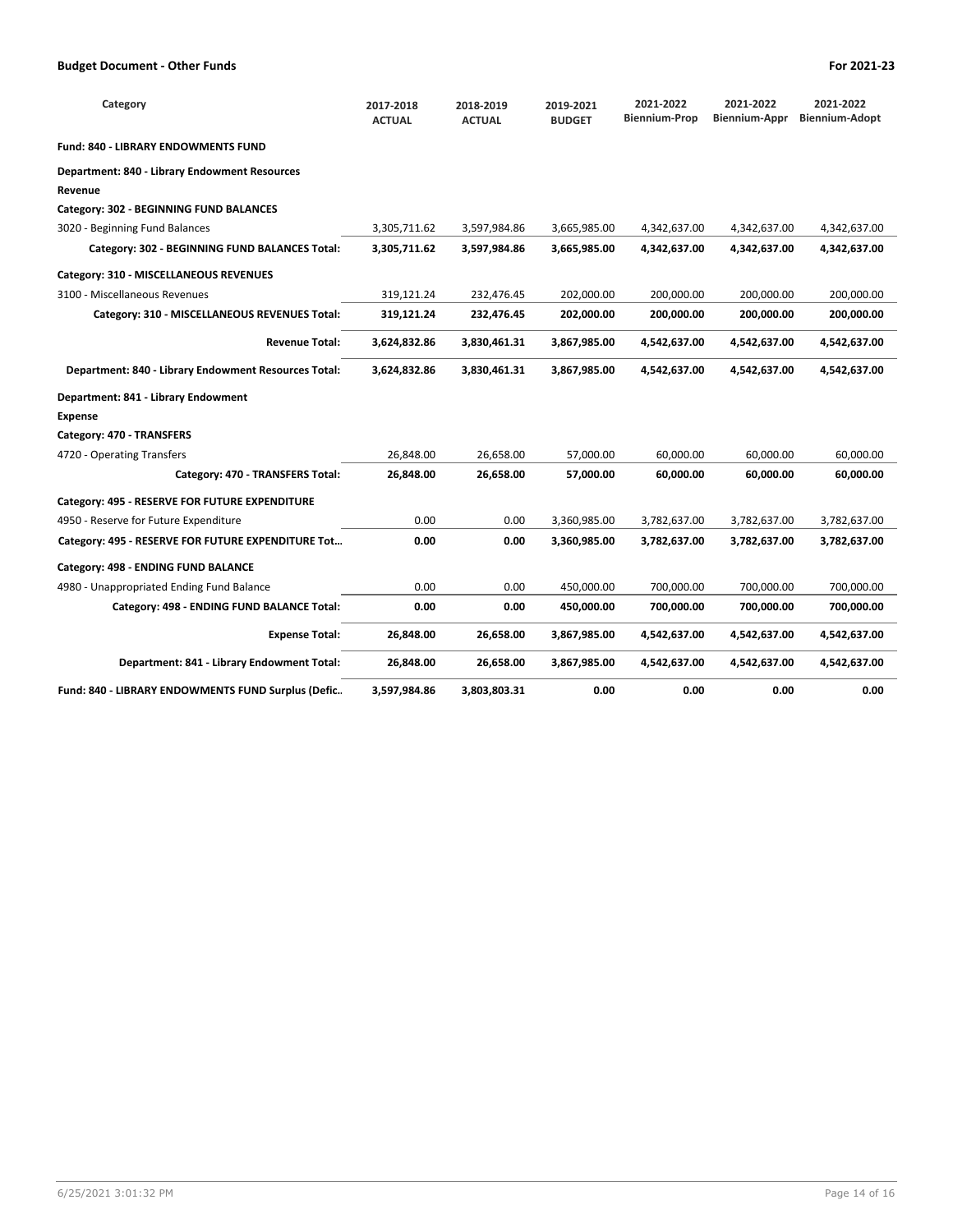| Category | 2017-2018 ACTUAL | 2018-2019 ACTUAL | 2019-2021 BUDGET | 2021-2022 Biennium-Prop | 2021-2022 Biennium-Appr | 2021-2022 Biennium-Adopt |
|---|---|---|---|---|---|---|
| **Fund: 840 - LIBRARY ENDOWMENTS FUND** | | | | | | |
| **Department: 840 - Library Endowment Resources** | | | | | | |
| **Revenue** | | | | | | |
| **Category: 302 - BEGINNING FUND BALANCES** | | | | | | |
| 3020 - Beginning Fund Balances | 3,305,711.62 | 3,597,984.86 | 3,665,985.00 | 4,342,637.00 | 4,342,637.00 | 4,342,637.00 |
| **Category: 302 - BEGINNING FUND BALANCES Total:** | **3,305,711.62** | **3,597,984.86** | **3,665,985.00** | **4,342,637.00** | **4,342,637.00** | **4,342,637.00** |
| **Category: 310 - MISCELLANEOUS REVENUES** | | | | | | |
| 3100 - Miscellaneous Revenues | 319,121.24 | 232,476.45 | 202,000.00 | 200,000.00 | 200,000.00 | 200,000.00 |
| **Category: 310 - MISCELLANEOUS REVENUES Total:** | **319,121.24** | **232,476.45** | **202,000.00** | **200,000.00** | **200,000.00** | **200,000.00** |
| **Revenue Total:** | **3,624,832.86** | **3,830,461.31** | **3,867,985.00** | **4,542,637.00** | **4,542,637.00** | **4,542,637.00** |
| **Department: 840 - Library Endowment Resources Total:** | **3,624,832.86** | **3,830,461.31** | **3,867,985.00** | **4,542,637.00** | **4,542,637.00** | **4,542,637.00** |
| **Department: 841 - Library Endowment** | | | | | | |
| **Expense** | | | | | | |
| **Category: 470 - TRANSFERS** | | | | | | |
| 4720 - Operating Transfers | 26,848.00 | 26,658.00 | 57,000.00 | 60,000.00 | 60,000.00 | 60,000.00 |
| **Category: 470 - TRANSFERS Total:** | **26,848.00** | **26,658.00** | **57,000.00** | **60,000.00** | **60,000.00** | **60,000.00** |
| **Category: 495 - RESERVE FOR FUTURE EXPENDITURE** | | | | | | |
| 4950 - Reserve for Future Expenditure | 0.00 | 0.00 | 3,360,985.00 | 3,782,637.00 | 3,782,637.00 | 3,782,637.00 |
| **Category: 495 - RESERVE FOR FUTURE EXPENDITURE Tot...** | **0.00** | **0.00** | **3,360,985.00** | **3,782,637.00** | **3,782,637.00** | **3,782,637.00** |
| **Category: 498 - ENDING FUND BALANCE** | | | | | | |
| 4980 - Unappropriated Ending Fund Balance | 0.00 | 0.00 | 450,000.00 | 700,000.00 | 700,000.00 | 700,000.00 |
| **Category: 498 - ENDING FUND BALANCE Total:** | **0.00** | **0.00** | **450,000.00** | **700,000.00** | **700,000.00** | **700,000.00** |
| **Expense Total:** | **26,848.00** | **26,658.00** | **3,867,985.00** | **4,542,637.00** | **4,542,637.00** | **4,542,637.00** |
| **Department: 841 - Library Endowment Total:** | **26,848.00** | **26,658.00** | **3,867,985.00** | **4,542,637.00** | **4,542,637.00** | **4,542,637.00** |
| **Fund: 840 - LIBRARY ENDOWMENTS FUND Surplus (Defic...** | **3,597,984.86** | **3,803,803.31** | **0.00** | **0.00** | **0.00** | **0.00** |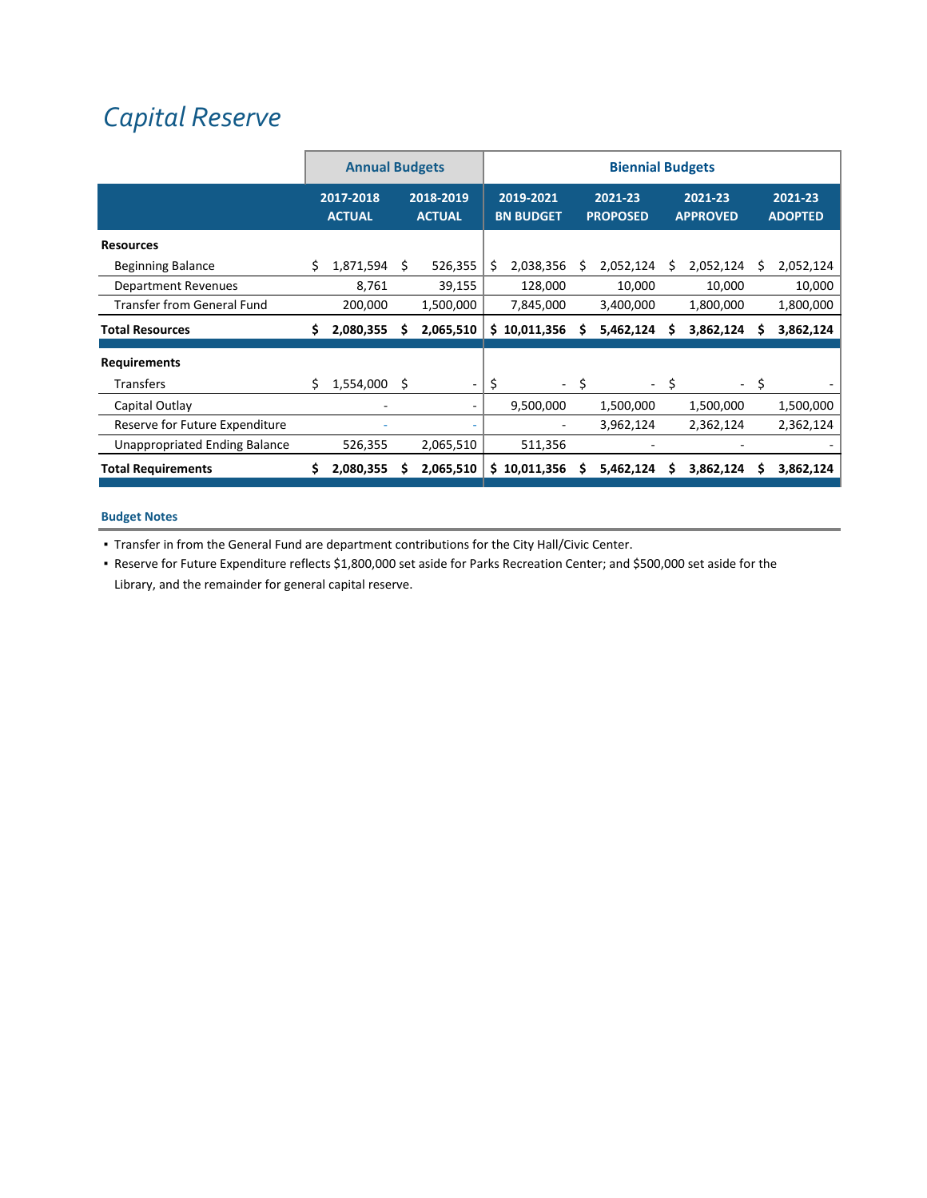# Capital Reserve

| | Annual Budgets | | Biennial Budgets | | | |
|---|---|---|---|---|---|---|
| | 2017-2018 ACTUAL | 2018-2019 ACTUAL | 2019-2021 BN BUDGET | 2021-23 PROPOSED | 2021-23 APPROVED | 2021-23 ADOPTED |
| **Resources** | | | | | | |
| Beginning Balance | $ 1,871,594 | $ 526,355 | $ 2,038,356 | $ 2,052,124 | $ 2,052,124 | $ 2,052,124 |
| Department Revenues | 8,761 | 39,155 | 128,000 | 10,000 | 10,000 | 10,000 |
| Transfer from General Fund | 200,000 | 1,500,000 | 7,845,000 | 3,400,000 | 1,800,000 | 1,800,000 |
| **Total Resources** | **$ 2,080,355** | **$ 2,065,510** | **$ 10,011,356** | **$ 5,462,124** | **$ 3,862,124** | **$ 3,862,124** |
| **Requirements** | | | | | | |
| Transfers | $ 1,554,000 | $ - | $ - | $ - | $ - | $ - |
| Capital Outlay | - | - | 9,500,000 | 1,500,000 | 1,500,000 | 1,500,000 |
| Reserve for Future Expenditure | - | - | - | 3,962,124 | 2,362,124 | 2,362,124 |
| Unappropriated Ending Balance | 526,355 | 2,065,510 | 511,356 | - | - | - |
| **Total Requirements** | **$ 2,080,355** | **$ 2,065,510** | **$ 10,011,356** | **$ 5,462,124** | **$ 3,862,124** | **$ 3,862,124** |

**Budget Notes**

- Transfer in from the General Fund are department contributions for the City Hall/Civic Center.
- Reserve for Future Expenditure reflects $1,800,000 set aside for Parks Recreation Center; and $500,000 set aside for the Library, and the remainder for general capital reserve.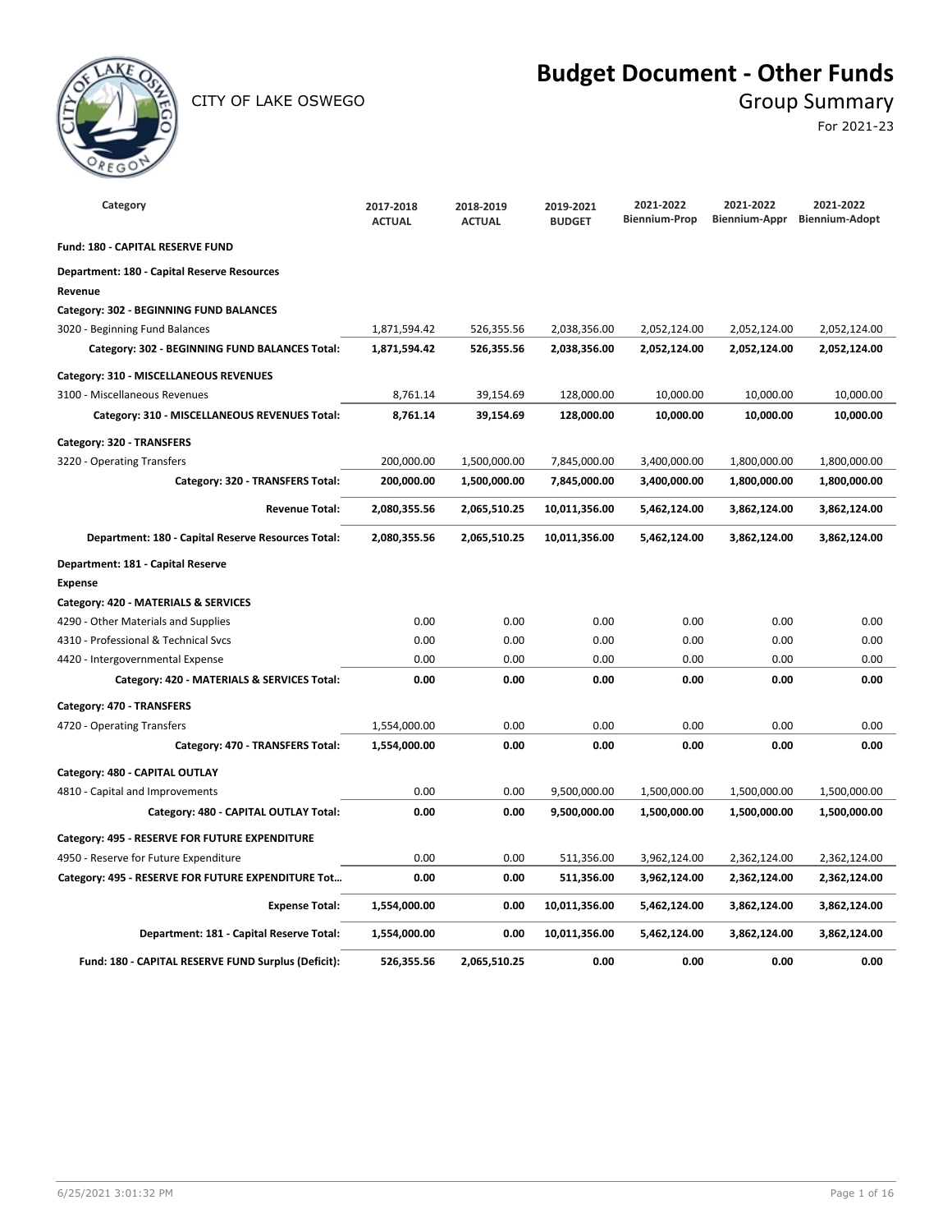CITY OF LAKE OSWEGO

# Budget Document - Other Funds

## Group Summary

For 2021-23

| Category | 2017-2018 ACTUAL | 2018-2019 ACTUAL | 2019-2021 BUDGET | 2021-2022 Biennium-Prop | 2021-2022 Biennium-Appr | 2021-2022 Biennium-Adopt |
|---|---|---|---|---|---|---|
| **Fund: 180 - CAPITAL RESERVE FUND** | | | | | | |
| **Department: 180 - Capital Reserve Resources** | | | | | | |
| **Revenue** | | | | | | |
| **Category: 302 - BEGINNING FUND BALANCES** | | | | | | |
| 3020 - Beginning Fund Balances | 1,871,594.42 | 526,355.56 | 2,038,356.00 | 2,052,124.00 | 2,052,124.00 | 2,052,124.00 |
| **Category: 302 - BEGINNING FUND BALANCES Total:** | **1,871,594.42** | **526,355.56** | **2,038,356.00** | **2,052,124.00** | **2,052,124.00** | **2,052,124.00** |
| **Category: 310 - MISCELLANEOUS REVENUES** | | | | | | |
| 3100 - Miscellaneous Revenues | 8,761.14 | 39,154.69 | 128,000.00 | 10,000.00 | 10,000.00 | 10,000.00 |
| **Category: 310 - MISCELLANEOUS REVENUES Total:** | **8,761.14** | **39,154.69** | **128,000.00** | **10,000.00** | **10,000.00** | **10,000.00** |
| **Category: 320 - TRANSFERS** | | | | | | |
| 3220 - Operating Transfers | 200,000.00 | 1,500,000.00 | 7,845,000.00 | 3,400,000.00 | 1,800,000.00 | 1,800,000.00 |
| **Category: 320 - TRANSFERS Total:** | **200,000.00** | **1,500,000.00** | **7,845,000.00** | **3,400,000.00** | **1,800,000.00** | **1,800,000.00** |
| **Revenue Total:** | **2,080,355.56** | **2,065,510.25** | **10,011,356.00** | **5,462,124.00** | **3,862,124.00** | **3,862,124.00** |
| **Department: 180 - Capital Reserve Resources Total:** | **2,080,355.56** | **2,065,510.25** | **10,011,356.00** | **5,462,124.00** | **3,862,124.00** | **3,862,124.00** |
| **Department: 181 - Capital Reserve** | | | | | | |
| **Expense** | | | | | | |
| **Category: 420 - MATERIALS & SERVICES** | | | | | | |
| 4290 - Other Materials and Supplies | 0.00 | 0.00 | 0.00 | 0.00 | 0.00 | 0.00 |
| 4310 - Professional & Technical Svcs | 0.00 | 0.00 | 0.00 | 0.00 | 0.00 | 0.00 |
| 4420 - Intergovernmental Expense | 0.00 | 0.00 | 0.00 | 0.00 | 0.00 | 0.00 |
| **Category: 420 - MATERIALS & SERVICES Total:** | **0.00** | **0.00** | **0.00** | **0.00** | **0.00** | **0.00** |
| **Category: 470 - TRANSFERS** | | | | | | |
| 4720 - Operating Transfers | 1,554,000.00 | 0.00 | 0.00 | 0.00 | 0.00 | 0.00 |
| **Category: 470 - TRANSFERS Total:** | **1,554,000.00** | **0.00** | **0.00** | **0.00** | **0.00** | **0.00** |
| **Category: 480 - CAPITAL OUTLAY** | | | | | | |
| 4810 - Capital and Improvements | 0.00 | 0.00 | 9,500,000.00 | 1,500,000.00 | 1,500,000.00 | 1,500,000.00 |
| **Category: 480 - CAPITAL OUTLAY Total:** | **0.00** | **0.00** | **9,500,000.00** | **1,500,000.00** | **1,500,000.00** | **1,500,000.00** |
| **Category: 495 - RESERVE FOR FUTURE EXPENDITURE** | | | | | | |
| 4950 - Reserve for Future Expenditure | 0.00 | 0.00 | 511,356.00 | 3,962,124.00 | 2,362,124.00 | 2,362,124.00 |
| **Category: 495 - RESERVE FOR FUTURE EXPENDITURE Tot…** | **0.00** | **0.00** | **511,356.00** | **3,962,124.00** | **2,362,124.00** | **2,362,124.00** |
| **Expense Total:** | **1,554,000.00** | **0.00** | **10,011,356.00** | **5,462,124.00** | **3,862,124.00** | **3,862,124.00** |
| **Department: 181 - Capital Reserve Total:** | **1,554,000.00** | **0.00** | **10,011,356.00** | **5,462,124.00** | **3,862,124.00** | **3,862,124.00** |
| **Fund: 180 - CAPITAL RESERVE FUND Surplus (Deficit):** | **526,355.56** | **2,065,510.25** | **0.00** | **0.00** | **0.00** | **0.00** |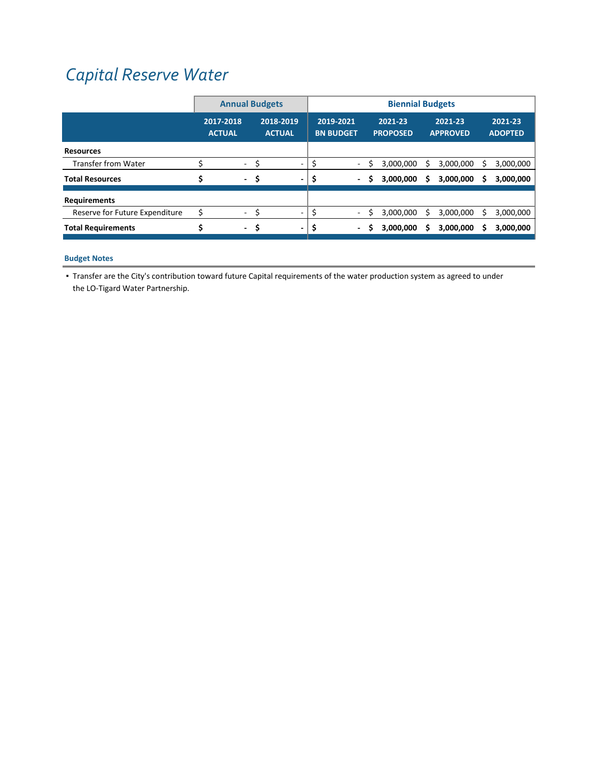# Capital Reserve Water

| | Annual Budgets | | Biennial Budgets | | | |
|---|---|---|---|---|---|---|
| | 2017-2018 ACTUAL | 2018-2019 ACTUAL | 2019-2021 BN BUDGET | 2021-23 PROPOSED | 2021-23 APPROVED | 2021-23 ADOPTED |
| **Resources** | | | | | | |
| Transfer from Water | $ - | $ - | $ - | $ 3,000,000 | $ 3,000,000 | $ 3,000,000 |
| **Total Resources** | **$ -** | **$ -** | **$ -** | **$ 3,000,000** | **$ 3,000,000** | **$ 3,000,000** |
| **Requirements** | | | | | | |
| Reserve for Future Expenditure | $ - | $ - | $ - | $ 3,000,000 | $ 3,000,000 | $ 3,000,000 |
| **Total Requirements** | **$ -** | **$ -** | **$ -** | **$ 3,000,000** | **$ 3,000,000** | **$ 3,000,000** |

### Budget Notes

- Transfer are the City's contribution toward future Capital requirements of the water production system as agreed to under the LO-Tigard Water Partnership.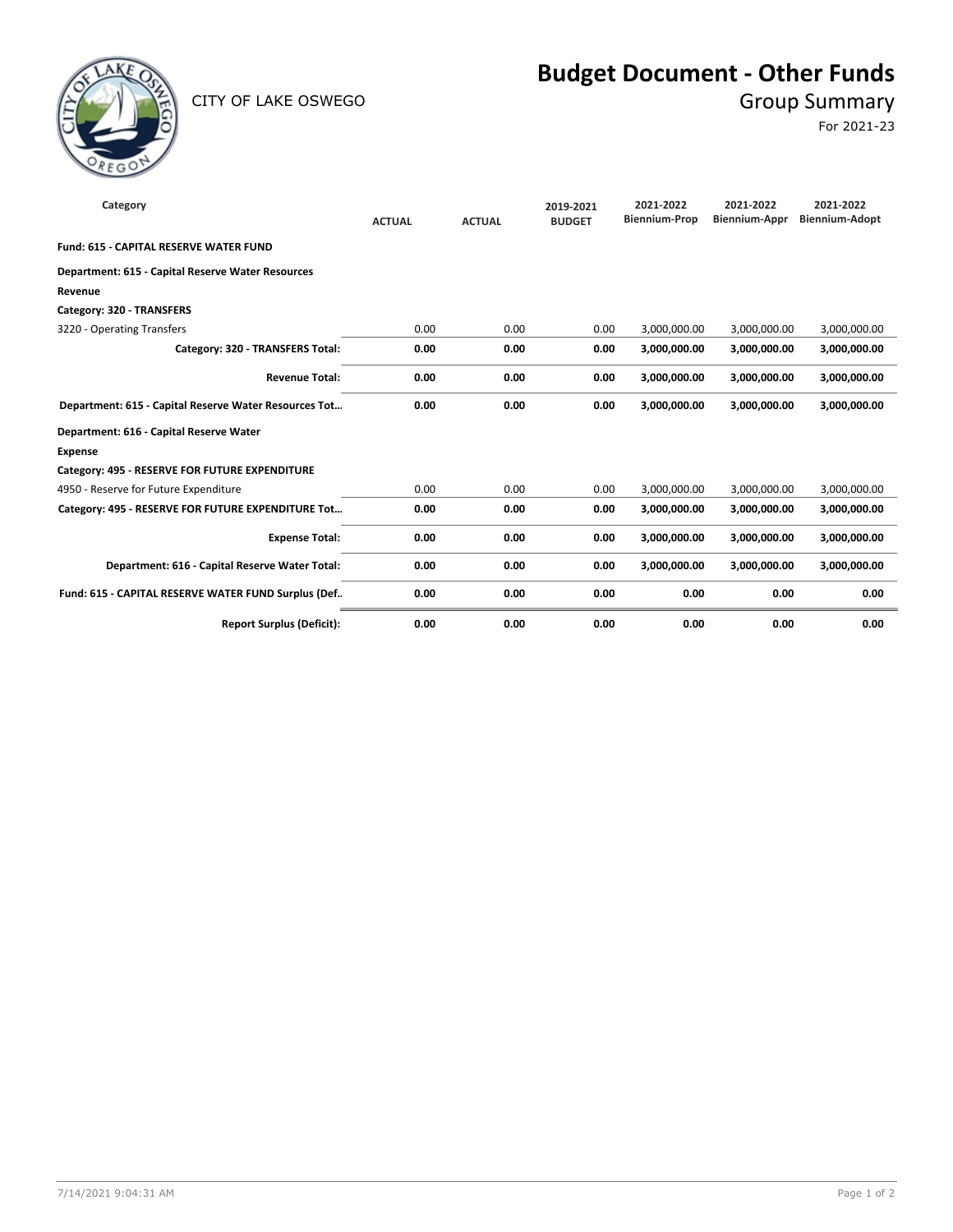CITY OF LAKE OSWEGO

# Budget Document - Other Funds

## Group Summary

For 2021-23

| Category | ACTUAL | ACTUAL | 2019-2021 BUDGET | 2021-2022 Biennium-Prop | 2021-2022 Biennium-Appr | 2021-2022 Biennium-Adopt |
|---|---|---|---|---|---|---|
| **Fund: 615 - CAPITAL RESERVE WATER FUND** | | | | | | |
| **Department: 615 - Capital Reserve Water Resources** | | | | | | |
| **Revenue** | | | | | | |
| **Category: 320 - TRANSFERS** | | | | | | |
| 3220 - Operating Transfers | 0.00 | 0.00 | 0.00 | 3,000,000.00 | 3,000,000.00 | 3,000,000.00 |
| **Category: 320 - TRANSFERS Total:** | **0.00** | **0.00** | **0.00** | **3,000,000.00** | **3,000,000.00** | **3,000,000.00** |
| **Revenue Total:** | **0.00** | **0.00** | **0.00** | **3,000,000.00** | **3,000,000.00** | **3,000,000.00** |
| **Department: 615 - Capital Reserve Water Resources Tot…** | **0.00** | **0.00** | **0.00** | **3,000,000.00** | **3,000,000.00** | **3,000,000.00** |
| **Department: 616 - Capital Reserve Water** | | | | | | |
| **Expense** | | | | | | |
| **Category: 495 - RESERVE FOR FUTURE EXPENDITURE** | | | | | | |
| 4950 - Reserve for Future Expenditure | 0.00 | 0.00 | 0.00 | 3,000,000.00 | 3,000,000.00 | 3,000,000.00 |
| **Category: 495 - RESERVE FOR FUTURE EXPENDITURE Tot…** | **0.00** | **0.00** | **0.00** | **3,000,000.00** | **3,000,000.00** | **3,000,000.00** |
| **Expense Total:** | **0.00** | **0.00** | **0.00** | **3,000,000.00** | **3,000,000.00** | **3,000,000.00** |
| **Department: 616 - Capital Reserve Water Total:** | **0.00** | **0.00** | **0.00** | **3,000,000.00** | **3,000,000.00** | **3,000,000.00** |
| **Fund: 615 - CAPITAL RESERVE WATER FUND Surplus (Def..** | **0.00** | **0.00** | **0.00** | **0.00** | **0.00** | **0.00** |
| **Report Surplus (Deficit):** | **0.00** | **0.00** | **0.00** | **0.00** | **0.00** | **0.00** |

7/14/2021 9:04:31 AM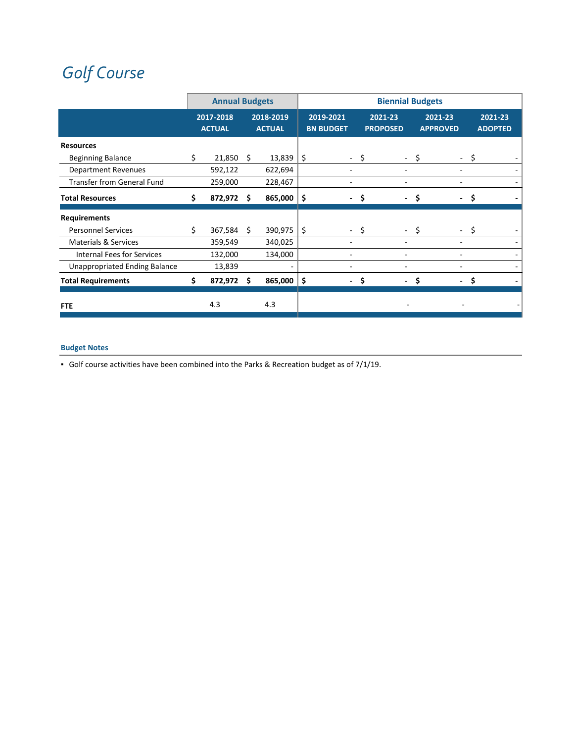# Golf Course

| | Annual Budgets | | Biennial Budgets | | | |
|---|---|---|---|---|---|---|
| | 2017-2018 ACTUAL | 2018-2019 ACTUAL | 2019-2021 BN BUDGET | 2021-23 PROPOSED | 2021-23 APPROVED | 2021-23 ADOPTED |
| **Resources** | | | | | | |
| Beginning Balance | $ 21,850 | $ 13,839 | $ - | $ - | $ - | $ - |
| Department Revenues | 592,122 | 622,694 | - | - | - | - |
| Transfer from General Fund | 259,000 | 228,467 | - | - | - | - |
| **Total Resources** | **$ 872,972** | **$ 865,000** | **$ -** | **$ -** | **$ -** | **$ -** |
| **Requirements** | | | | | | |
| Personnel Services | $ 367,584 | $ 390,975 | $ - | $ - | $ - | $ - |
| Materials & Services | 359,549 | 340,025 | - | - | - | - |
| Internal Fees for Services | 132,000 | 134,000 | - | - | - | - |
| Unappropriated Ending Balance | 13,839 | - | - | - | - | - |
| **Total Requirements** | **$ 872,972** | **$ 865,000** | **$ -** | **$ -** | **$ -** | **$ -** |
| **FTE** | 4.3 | 4.3 | | - | - | - |

**Budget Notes**

- Golf course activities have been combined into the Parks & Recreation budget as of 7/1/19.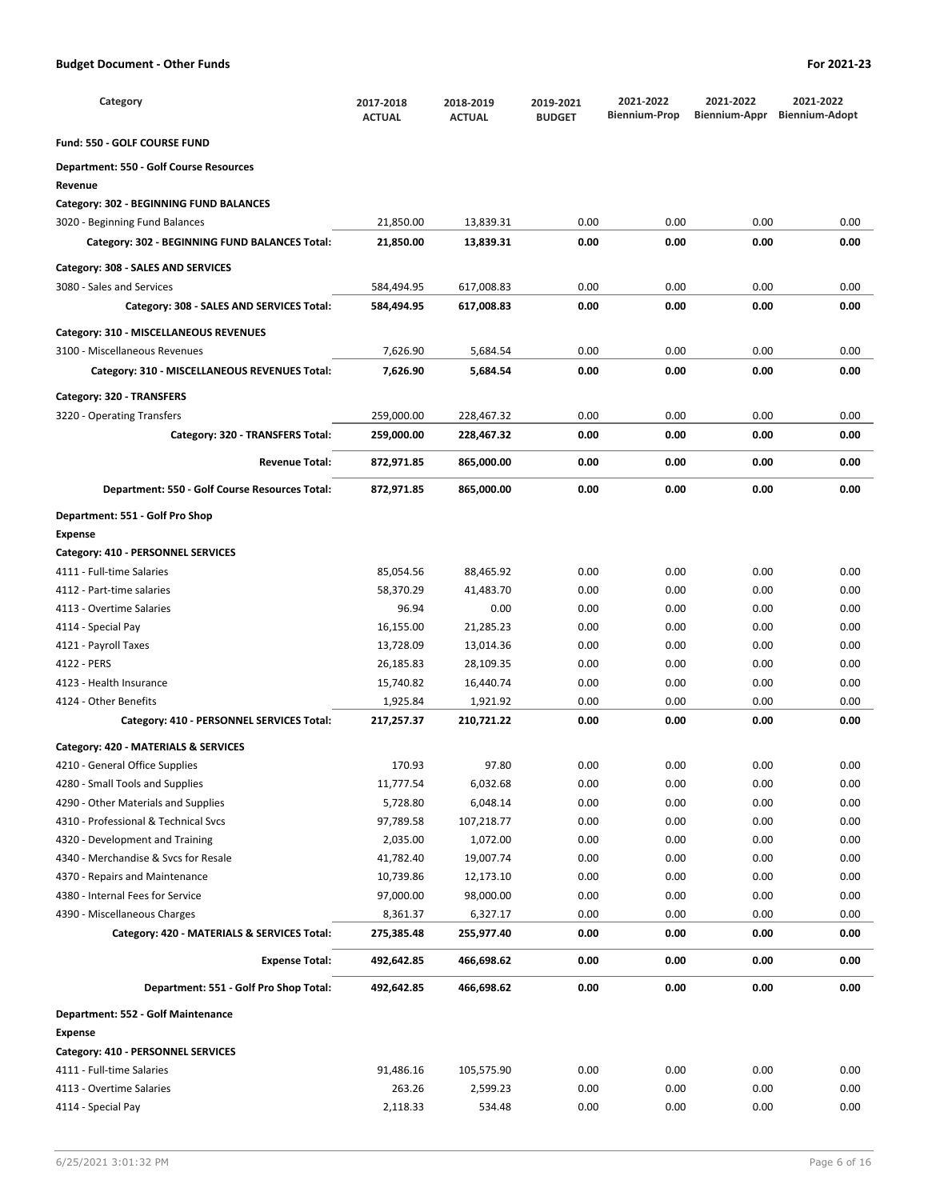**Budget Document - Other Funds** **For 2021-23**

| Category | 2017-2018 ACTUAL | 2018-2019 ACTUAL | 2019-2021 BUDGET | 2021-2022 Biennium-Prop | 2021-2022 Biennium-Appr | 2021-2022 Biennium-Adopt |
|---|---|---|---|---|---|---|
| **Fund: 550 - GOLF COURSE FUND** | | | | | | |
| **Department: 550 - Golf Course Resources** | | | | | | |
| **Revenue** | | | | | | |
| **Category: 302 - BEGINNING FUND BALANCES** | | | | | | |
| 3020 - Beginning Fund Balances | 21,850.00 | 13,839.31 | 0.00 | 0.00 | 0.00 | 0.00 |
| **Category: 302 - BEGINNING FUND BALANCES Total:** | **21,850.00** | **13,839.31** | **0.00** | **0.00** | **0.00** | **0.00** |
| **Category: 308 - SALES AND SERVICES** | | | | | | |
| 3080 - Sales and Services | 584,494.95 | 617,008.83 | 0.00 | 0.00 | 0.00 | 0.00 |
| **Category: 308 - SALES AND SERVICES Total:** | **584,494.95** | **617,008.83** | **0.00** | **0.00** | **0.00** | **0.00** |
| **Category: 310 - MISCELLANEOUS REVENUES** | | | | | | |
| 3100 - Miscellaneous Revenues | 7,626.90 | 5,684.54 | 0.00 | 0.00 | 0.00 | 0.00 |
| **Category: 310 - MISCELLANEOUS REVENUES Total:** | **7,626.90** | **5,684.54** | **0.00** | **0.00** | **0.00** | **0.00** |
| **Category: 320 - TRANSFERS** | | | | | | |
| 3220 - Operating Transfers | 259,000.00 | 228,467.32 | 0.00 | 0.00 | 0.00 | 0.00 |
| **Category: 320 - TRANSFERS Total:** | **259,000.00** | **228,467.32** | **0.00** | **0.00** | **0.00** | **0.00** |
| **Revenue Total:** | **872,971.85** | **865,000.00** | **0.00** | **0.00** | **0.00** | **0.00** |
| **Department: 550 - Golf Course Resources Total:** | **872,971.85** | **865,000.00** | **0.00** | **0.00** | **0.00** | **0.00** |
| **Department: 551 - Golf Pro Shop** | | | | | | |
| **Expense** | | | | | | |
| **Category: 410 - PERSONNEL SERVICES** | | | | | | |
| 4111 - Full-time Salaries | 85,054.56 | 88,465.92 | 0.00 | 0.00 | 0.00 | 0.00 |
| 4112 - Part-time salaries | 58,370.29 | 41,483.70 | 0.00 | 0.00 | 0.00 | 0.00 |
| 4113 - Overtime Salaries | 96.94 | 0.00 | 0.00 | 0.00 | 0.00 | 0.00 |
| 4114 - Special Pay | 16,155.00 | 21,285.23 | 0.00 | 0.00 | 0.00 | 0.00 |
| 4121 - Payroll Taxes | 13,728.09 | 13,014.36 | 0.00 | 0.00 | 0.00 | 0.00 |
| 4122 - PERS | 26,185.83 | 28,109.35 | 0.00 | 0.00 | 0.00 | 0.00 |
| 4123 - Health Insurance | 15,740.82 | 16,440.74 | 0.00 | 0.00 | 0.00 | 0.00 |
| 4124 - Other Benefits | 1,925.84 | 1,921.92 | 0.00 | 0.00 | 0.00 | 0.00 |
| **Category: 410 - PERSONNEL SERVICES Total:** | **217,257.37** | **210,721.22** | **0.00** | **0.00** | **0.00** | **0.00** |
| **Category: 420 - MATERIALS & SERVICES** | | | | | | |
| 4210 - General Office Supplies | 170.93 | 97.80 | 0.00 | 0.00 | 0.00 | 0.00 |
| 4280 - Small Tools and Supplies | 11,777.54 | 6,032.68 | 0.00 | 0.00 | 0.00 | 0.00 |
| 4290 - Other Materials and Supplies | 5,728.80 | 6,048.14 | 0.00 | 0.00 | 0.00 | 0.00 |
| 4310 - Professional & Technical Svcs | 97,789.58 | 107,218.77 | 0.00 | 0.00 | 0.00 | 0.00 |
| 4320 - Development and Training | 2,035.00 | 1,072.00 | 0.00 | 0.00 | 0.00 | 0.00 |
| 4340 - Merchandise & Svcs for Resale | 41,782.40 | 19,007.74 | 0.00 | 0.00 | 0.00 | 0.00 |
| 4370 - Repairs and Maintenance | 10,739.86 | 12,173.10 | 0.00 | 0.00 | 0.00 | 0.00 |
| 4380 - Internal Fees for Service | 97,000.00 | 98,000.00 | 0.00 | 0.00 | 0.00 | 0.00 |
| 4390 - Miscellaneous Charges | 8,361.37 | 6,327.17 | 0.00 | 0.00 | 0.00 | 0.00 |
| **Category: 420 - MATERIALS & SERVICES Total:** | **275,385.48** | **255,977.40** | **0.00** | **0.00** | **0.00** | **0.00** |
| **Expense Total:** | **492,642.85** | **466,698.62** | **0.00** | **0.00** | **0.00** | **0.00** |
| **Department: 551 - Golf Pro Shop Total:** | **492,642.85** | **466,698.62** | **0.00** | **0.00** | **0.00** | **0.00** |
| **Department: 552 - Golf Maintenance** | | | | | | |
| **Expense** | | | | | | |
| **Category: 410 - PERSONNEL SERVICES** | | | | | | |
| 4111 - Full-time Salaries | 91,486.16 | 105,575.90 | 0.00 | 0.00 | 0.00 | 0.00 |
| 4113 - Overtime Salaries | 263.26 | 2,599.23 | 0.00 | 0.00 | 0.00 | 0.00 |
| 4114 - Special Pay | 2,118.33 | 534.48 | 0.00 | 0.00 | 0.00 | 0.00 |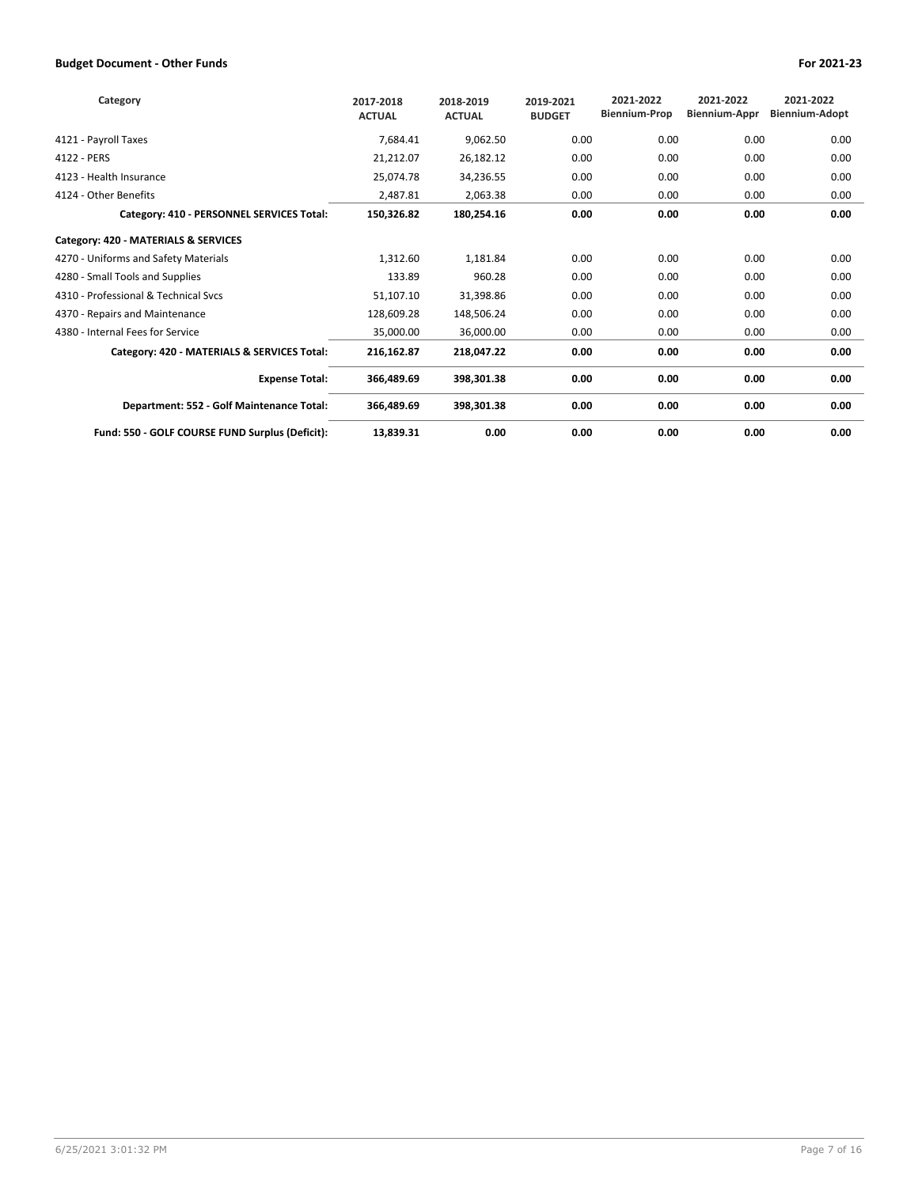| Category | 2017-2018 ACTUAL | 2018-2019 ACTUAL | 2019-2021 BUDGET | 2021-2022 Biennium-Prop | 2021-2022 Biennium-Appr | 2021-2022 Biennium-Adopt |
|---|---|---|---|---|---|---|
| 4121 - Payroll Taxes | 7,684.41 | 9,062.50 | 0.00 | 0.00 | 0.00 | 0.00 |
| 4122 - PERS | 21,212.07 | 26,182.12 | 0.00 | 0.00 | 0.00 | 0.00 |
| 4123 - Health Insurance | 25,074.78 | 34,236.55 | 0.00 | 0.00 | 0.00 | 0.00 |
| 4124 - Other Benefits | 2,487.81 | 2,063.38 | 0.00 | 0.00 | 0.00 | 0.00 |
| **Category: 410 - PERSONNEL SERVICES Total:** | **150,326.82** | **180,254.16** | **0.00** | **0.00** | **0.00** | **0.00** |
| **Category: 420 - MATERIALS & SERVICES** | | | | | | |
| 4270 - Uniforms and Safety Materials | 1,312.60 | 1,181.84 | 0.00 | 0.00 | 0.00 | 0.00 |
| 4280 - Small Tools and Supplies | 133.89 | 960.28 | 0.00 | 0.00 | 0.00 | 0.00 |
| 4310 - Professional & Technical Svcs | 51,107.10 | 31,398.86 | 0.00 | 0.00 | 0.00 | 0.00 |
| 4370 - Repairs and Maintenance | 128,609.28 | 148,506.24 | 0.00 | 0.00 | 0.00 | 0.00 |
| 4380 - Internal Fees for Service | 35,000.00 | 36,000.00 | 0.00 | 0.00 | 0.00 | 0.00 |
| **Category: 420 - MATERIALS & SERVICES Total:** | **216,162.87** | **218,047.22** | **0.00** | **0.00** | **0.00** | **0.00** |
| **Expense Total:** | **366,489.69** | **398,301.38** | **0.00** | **0.00** | **0.00** | **0.00** |
| **Department: 552 - Golf Maintenance Total:** | **366,489.69** | **398,301.38** | **0.00** | **0.00** | **0.00** | **0.00** |
| **Fund: 550 - GOLF COURSE FUND Surplus (Deficit):** | **13,839.31** | **0.00** | **0.00** | **0.00** | **0.00** | **0.00** |